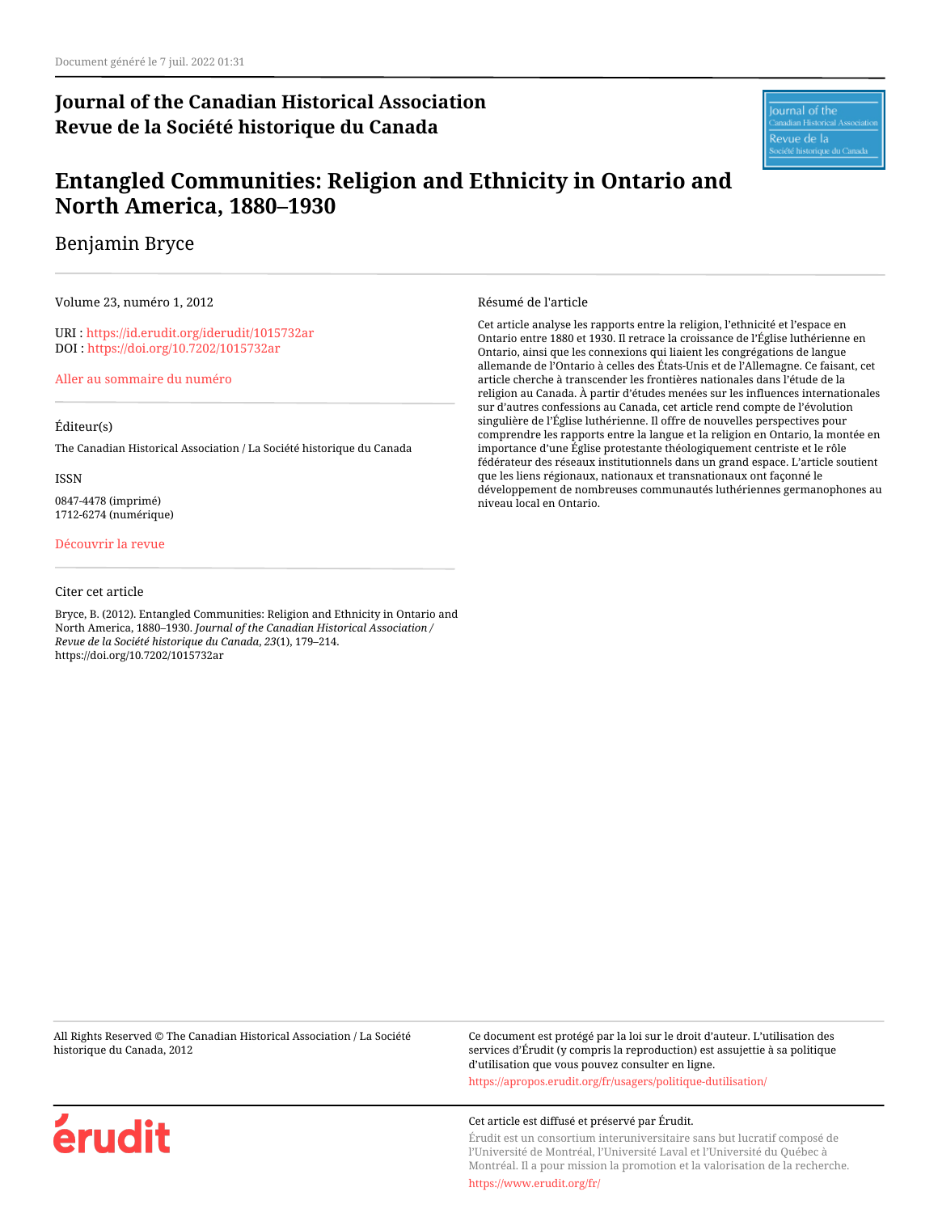Document généré le 7 juil. 2022 01:31

**Journal of the Canadian Historical Association**
**Revue de la Société historique du Canada**

# Entangled Communities: Religion and Ethnicity in Ontario and North America, 1880–1930

Benjamin Bryce

Volume 23, numéro 1, 2012

URI : https://id.erudit.org/iderudit/1015732ar
DOI : https://doi.org/10.7202/1015732ar

Aller au sommaire du numéro

Éditeur(s)

The Canadian Historical Association / La Société historique du Canada

ISSN

0847-4478 (imprimé)
1712-6274 (numérique)

Découvrir la revue

Citer cet article

Bryce, B. (2012). Entangled Communities: Religion and Ethnicity in Ontario and North America, 1880–1930. *Journal of the Canadian Historical Association / Revue de la Société historique du Canada*, *23*(1), 179–214. https://doi.org/10.7202/1015732ar

Résumé de l'article

Cet article analyse les rapports entre la religion, l'ethnicité et l'espace en Ontario entre 1880 et 1930. Il retrace la croissance de l'Église luthérienne en Ontario, ainsi que les connexions qui liaient les congrégations de langue allemande de l'Ontario à celles des États-Unis et de l'Allemagne. Ce faisant, cet article cherche à transcender les frontières nationales dans l'étude de la religion au Canada. À partir d'études menées sur les influences internationales sur d'autres confessions au Canada, cet article rend compte de l'évolution singulière de l'Église luthérienne. Il offre de nouvelles perspectives pour comprendre les rapports entre la langue et la religion en Ontario, la montée en importance d'une Église protestante théologiquement centriste et le rôle fédérateur des réseaux institutionnels dans un grand espace. L'article soutient que les liens régionaux, nationaux et transnationaux ont façonné le développement de nombreuses communautés luthériennes germanophones au niveau local en Ontario.

All Rights Reserved © The Canadian Historical Association / La Société historique du Canada, 2012

Ce document est protégé par la loi sur le droit d'auteur. L'utilisation des services d'Érudit (y compris la reproduction) est assujettie à sa politique d'utilisation que vous pouvez consulter en ligne.

https://apropos.erudit.org/fr/usagers/politique-dutilisation/

Cet article est diffusé et préservé par Érudit.

Érudit est un consortium interuniversitaire sans but lucratif composé de l'Université de Montréal, l'Université Laval et l'Université du Québec à Montréal. Il a pour mission la promotion et la valorisation de la recherche.

https://www.erudit.org/fr/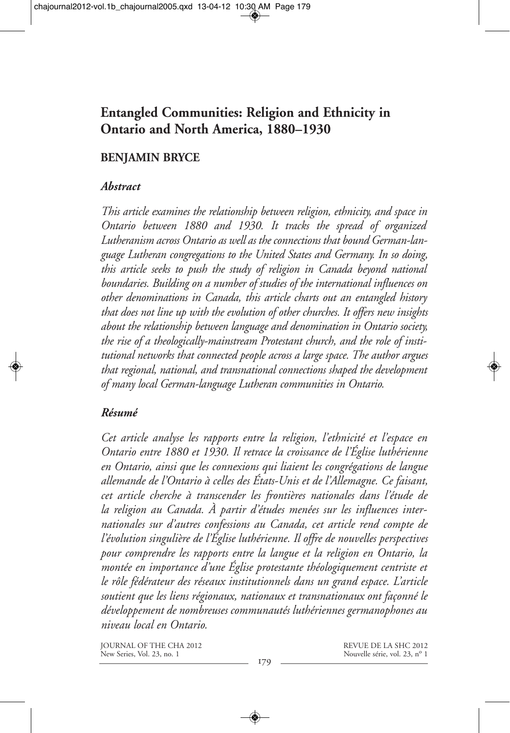# Entangled Communities: Religion and Ethnicity in Ontario and North America, 1880–1930

## BENJAMIN BRYCE

### *Abstract*

*This article examines the relationship between religion, ethnicity, and space in Ontario between 1880 and 1930. It tracks the spread of organized Lutheranism across Ontario as well as the connections that bound German-language Lutheran congregations to the United States and Germany. In so doing, this article seeks to push the study of religion in Canada beyond national boundaries. Building on a number of studies of the international influences on other denominations in Canada, this article charts out an entangled history that does not line up with the evolution of other churches. It offers new insights about the relationship between language and denomination in Ontario society, the rise of a theologically-mainstream Protestant church, and the role of institutional networks that connected people across a large space. The author argues that regional, national, and transnational connections shaped the development of many local German-language Lutheran communities in Ontario.*

### *Résumé*

*Cet article analyse les rapports entre la religion, l'ethnicité et l'espace en Ontario entre 1880 et 1930. Il retrace la croissance de l'Église luthérienne en Ontario, ainsi que les connexions qui liaient les congrégations de langue allemande de l'Ontario à celles des États-Unis et de l'Allemagne. Ce faisant, cet article cherche à transcender les frontières nationales dans l'étude de la religion au Canada. À partir d'études menées sur les influences internationales sur d'autres confessions au Canada, cet article rend compte de l'évolution singulière de l'Église luthérienne. Il offre de nouvelles perspectives pour comprendre les rapports entre la langue et la religion en Ontario, la montée en importance d'une Église protestante théologiquement centriste et le rôle fédérateur des réseaux institutionnels dans un grand espace. L'article soutient que les liens régionaux, nationaux et transnationaux ont façonné le développement de nombreuses communautés luthériennes germanophones au niveau local en Ontario.*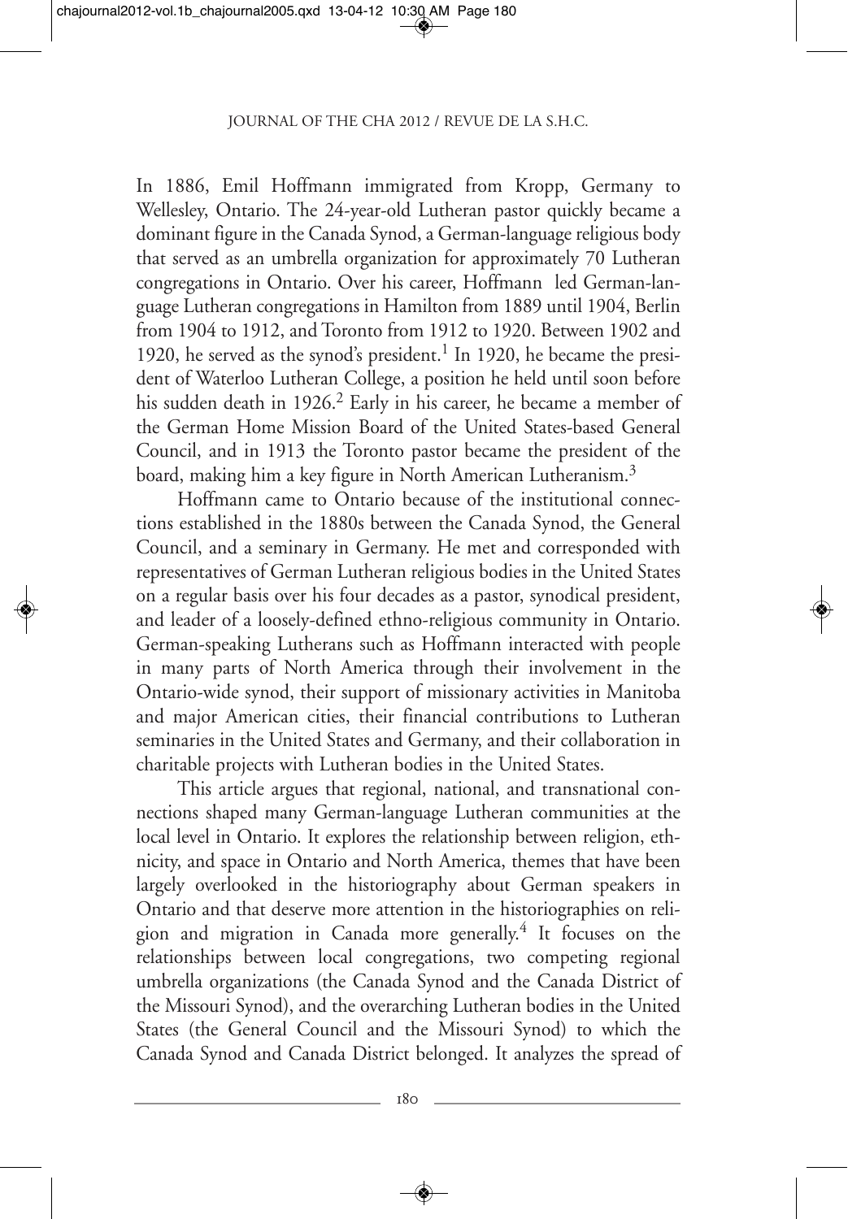In 1886, Emil Hoffmann immigrated from Kropp, Germany to Wellesley, Ontario. The 24-year-old Lutheran pastor quickly became a dominant figure in the Canada Synod, a German-language religious body that served as an umbrella organization for approximately 70 Lutheran congregations in Ontario. Over his career, Hoffmann led German-language Lutheran congregations in Hamilton from 1889 until 1904, Berlin from 1904 to 1912, and Toronto from 1912 to 1920. Between 1902 and 1920, he served as the synod's president.[1] In 1920, he became the president of Waterloo Lutheran College, a position he held until soon before his sudden death in 1926.[2] Early in his career, he became a member of the German Home Mission Board of the United States-based General Council, and in 1913 the Toronto pastor became the president of the board, making him a key figure in North American Lutheranism.[3]

Hoffmann came to Ontario because of the institutional connections established in the 1880s between the Canada Synod, the General Council, and a seminary in Germany. He met and corresponded with representatives of German Lutheran religious bodies in the United States on a regular basis over his four decades as a pastor, synodical president, and leader of a loosely-defined ethno-religious community in Ontario. German-speaking Lutherans such as Hoffmann interacted with people in many parts of North America through their involvement in the Ontario-wide synod, their support of missionary activities in Manitoba and major American cities, their financial contributions to Lutheran seminaries in the United States and Germany, and their collaboration in charitable projects with Lutheran bodies in the United States.

This article argues that regional, national, and transnational connections shaped many German-language Lutheran communities at the local level in Ontario. It explores the relationship between religion, ethnicity, and space in Ontario and North America, themes that have been largely overlooked in the historiography about German speakers in Ontario and that deserve more attention in the historiographies on religion and migration in Canada more generally.[4] It focuses on the relationships between local congregations, two competing regional umbrella organizations (the Canada Synod and the Canada District of the Missouri Synod), and the overarching Lutheran bodies in the United States (the General Council and the Missouri Synod) to which the Canada Synod and Canada District belonged. It analyzes the spread of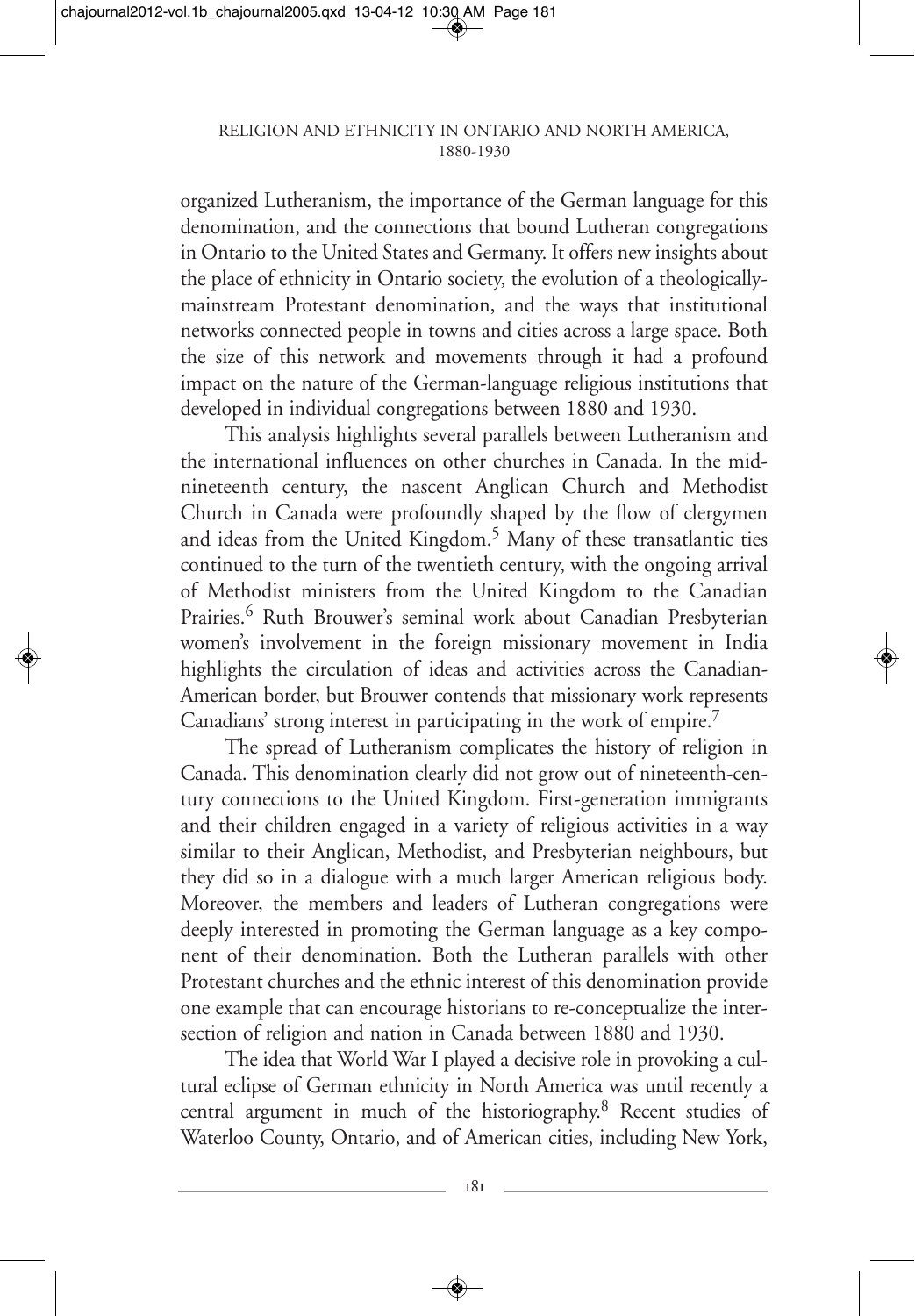organized Lutheranism, the importance of the German language for this denomination, and the connections that bound Lutheran congregations in Ontario to the United States and Germany. It offers new insights about the place of ethnicity in Ontario society, the evolution of a theologically-mainstream Protestant denomination, and the ways that institutional networks connected people in towns and cities across a large space. Both the size of this network and movements through it had a profound impact on the nature of the German-language religious institutions that developed in individual congregations between 1880 and 1930.

This analysis highlights several parallels between Lutheranism and the international influences on other churches in Canada. In the mid-nineteenth century, the nascent Anglican Church and Methodist Church in Canada were profoundly shaped by the flow of clergymen and ideas from the United Kingdom.[5] Many of these transatlantic ties continued to the turn of the twentieth century, with the ongoing arrival of Methodist ministers from the United Kingdom to the Canadian Prairies.[6] Ruth Brouwer's seminal work about Canadian Presbyterian women's involvement in the foreign missionary movement in India highlights the circulation of ideas and activities across the Canadian-American border, but Brouwer contends that missionary work represents Canadians' strong interest in participating in the work of empire.[7]

The spread of Lutheranism complicates the history of religion in Canada. This denomination clearly did not grow out of nineteenth-century connections to the United Kingdom. First-generation immigrants and their children engaged in a variety of religious activities in a way similar to their Anglican, Methodist, and Presbyterian neighbours, but they did so in a dialogue with a much larger American religious body. Moreover, the members and leaders of Lutheran congregations were deeply interested in promoting the German language as a key component of their denomination. Both the Lutheran parallels with other Protestant churches and the ethnic interest of this denomination provide one example that can encourage historians to re-conceptualize the intersection of religion and nation in Canada between 1880 and 1930.

The idea that World War I played a decisive role in provoking a cultural eclipse of German ethnicity in North America was until recently a central argument in much of the historiography.[8] Recent studies of Waterloo County, Ontario, and of American cities, including New York,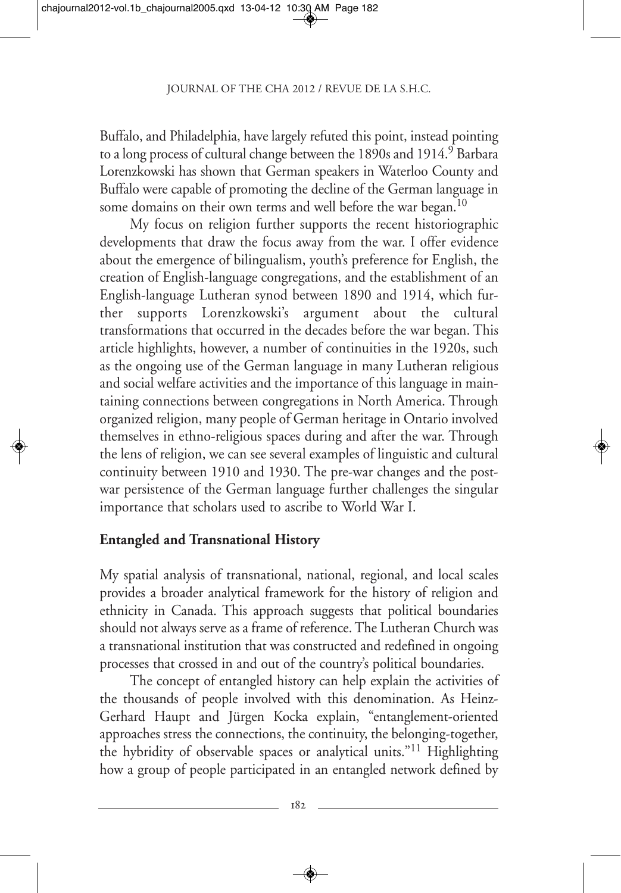Buffalo, and Philadelphia, have largely refuted this point, instead pointing to a long process of cultural change between the 1890s and 1914.[9] Barbara Lorenzkowski has shown that German speakers in Waterloo County and Buffalo were capable of promoting the decline of the German language in some domains on their own terms and well before the war began.[10]

My focus on religion further supports the recent historiographic developments that draw the focus away from the war. I offer evidence about the emergence of bilingualism, youth's preference for English, the creation of English-language congregations, and the establishment of an English-language Lutheran synod between 1890 and 1914, which further supports Lorenzkowski's argument about the cultural transformations that occurred in the decades before the war began. This article highlights, however, a number of continuities in the 1920s, such as the ongoing use of the German language in many Lutheran religious and social welfare activities and the importance of this language in maintaining connections between congregations in North America. Through organized religion, many people of German heritage in Ontario involved themselves in ethno-religious spaces during and after the war. Through the lens of religion, we can see several examples of linguistic and cultural continuity between 1910 and 1930. The pre-war changes and the post-war persistence of the German language further challenges the singular importance that scholars used to ascribe to World War I.

## Entangled and Transnational History

My spatial analysis of transnational, national, regional, and local scales provides a broader analytical framework for the history of religion and ethnicity in Canada. This approach suggests that political boundaries should not always serve as a frame of reference. The Lutheran Church was a transnational institution that was constructed and redefined in ongoing processes that crossed in and out of the country's political boundaries.

The concept of entangled history can help explain the activities of the thousands of people involved with this denomination. As Heinz-Gerhard Haupt and Jürgen Kocka explain, "entanglement-oriented approaches stress the connections, the continuity, the belonging-together, the hybridity of observable spaces or analytical units."[11] Highlighting how a group of people participated in an entangled network defined by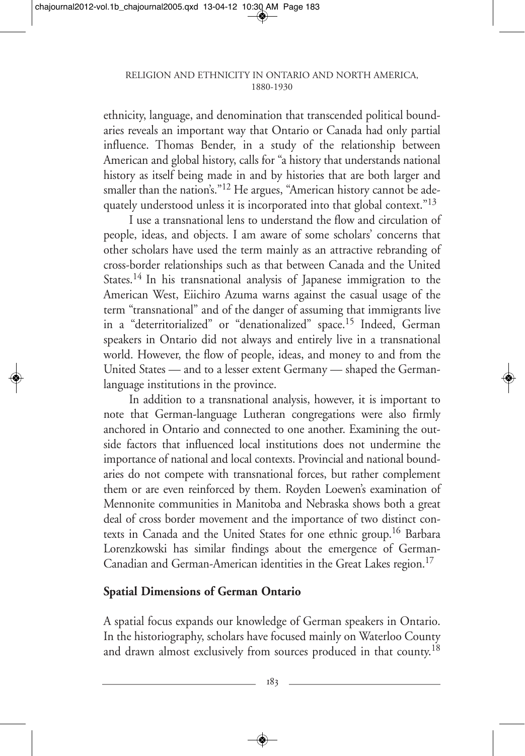ethnicity, language, and denomination that transcended political boundaries reveals an important way that Ontario or Canada had only partial influence. Thomas Bender, in a study of the relationship between American and global history, calls for "a history that understands national history as itself being made in and by histories that are both larger and smaller than the nation's."[12] He argues, "American history cannot be adequately understood unless it is incorporated into that global context."[13]

I use a transnational lens to understand the flow and circulation of people, ideas, and objects. I am aware of some scholars' concerns that other scholars have used the term mainly as an attractive rebranding of cross-border relationships such as that between Canada and the United States.[14] In his transnational analysis of Japanese immigration to the American West, Eiichiro Azuma warns against the casual usage of the term "transnational" and of the danger of assuming that immigrants live in a "deterritorialized" or "denationalized" space.[15] Indeed, German speakers in Ontario did not always and entirely live in a transnational world. However, the flow of people, ideas, and money to and from the United States — and to a lesser extent Germany — shaped the German-language institutions in the province.

In addition to a transnational analysis, however, it is important to note that German-language Lutheran congregations were also firmly anchored in Ontario and connected to one another. Examining the outside factors that influenced local institutions does not undermine the importance of national and local contexts. Provincial and national boundaries do not compete with transnational forces, but rather complement them or are even reinforced by them. Royden Loewen's examination of Mennonite communities in Manitoba and Nebraska shows both a great deal of cross border movement and the importance of two distinct contexts in Canada and the United States for one ethnic group.[16] Barbara Lorenzkowski has similar findings about the emergence of German-Canadian and German-American identities in the Great Lakes region.[17]

## Spatial Dimensions of German Ontario

A spatial focus expands our knowledge of German speakers in Ontario. In the historiography, scholars have focused mainly on Waterloo County and drawn almost exclusively from sources produced in that county.[18]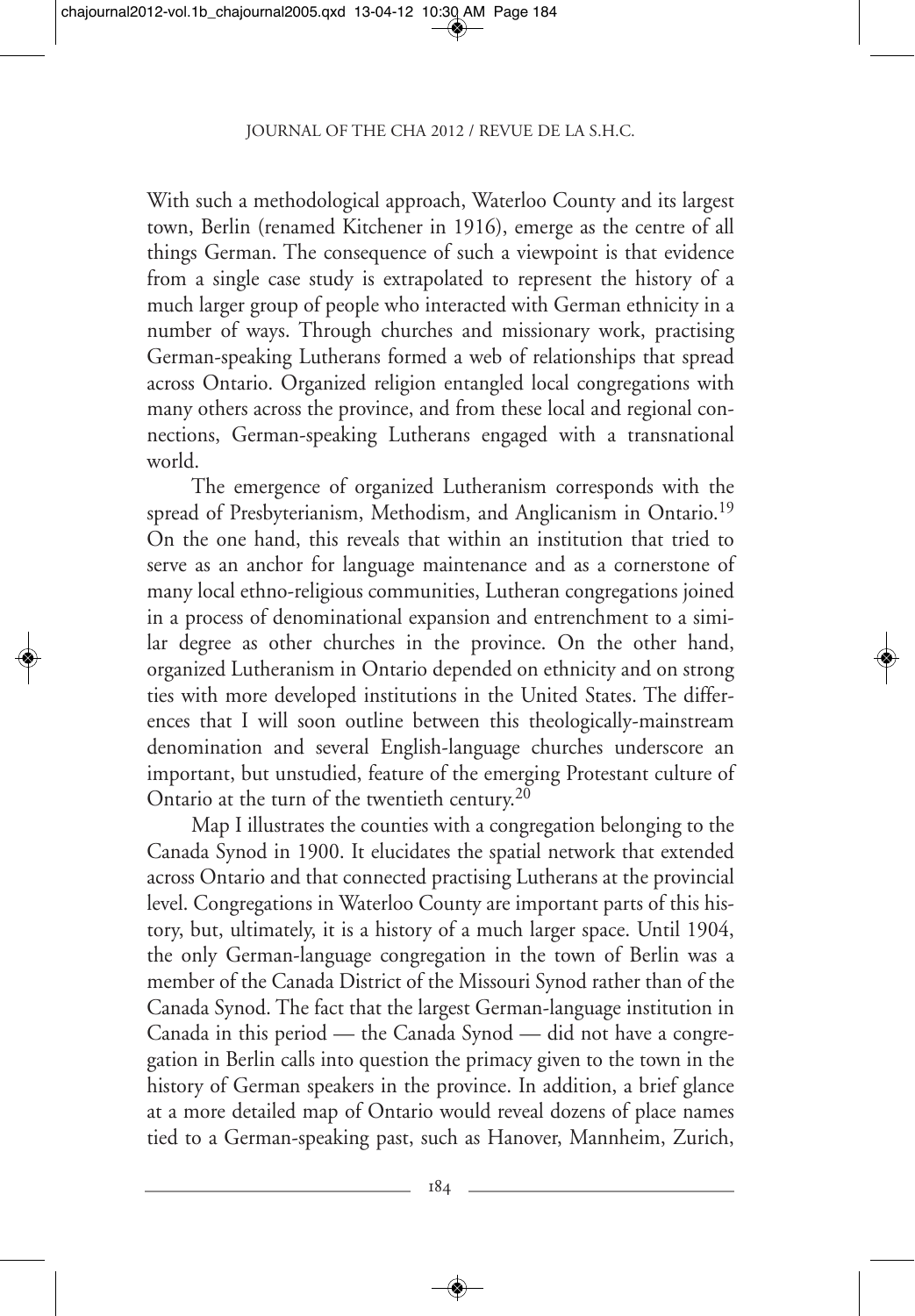With such a methodological approach, Waterloo County and its largest town, Berlin (renamed Kitchener in 1916), emerge as the centre of all things German. The consequence of such a viewpoint is that evidence from a single case study is extrapolated to represent the history of a much larger group of people who interacted with German ethnicity in a number of ways. Through churches and missionary work, practising German-speaking Lutherans formed a web of relationships that spread across Ontario. Organized religion entangled local congregations with many others across the province, and from these local and regional connections, German-speaking Lutherans engaged with a transnational world.

The emergence of organized Lutheranism corresponds with the spread of Presbyterianism, Methodism, and Anglicanism in Ontario.[19] On the one hand, this reveals that within an institution that tried to serve as an anchor for language maintenance and as a cornerstone of many local ethno-religious communities, Lutheran congregations joined in a process of denominational expansion and entrenchment to a similar degree as other churches in the province. On the other hand, organized Lutheranism in Ontario depended on ethnicity and on strong ties with more developed institutions in the United States. The differences that I will soon outline between this theologically-mainstream denomination and several English-language churches underscore an important, but unstudied, feature of the emerging Protestant culture of Ontario at the turn of the twentieth century.[20]

Map I illustrates the counties with a congregation belonging to the Canada Synod in 1900. It elucidates the spatial network that extended across Ontario and that connected practising Lutherans at the provincial level. Congregations in Waterloo County are important parts of this history, but, ultimately, it is a history of a much larger space. Until 1904, the only German-language congregation in the town of Berlin was a member of the Canada District of the Missouri Synod rather than of the Canada Synod. The fact that the largest German-language institution in Canada in this period — the Canada Synod — did not have a congregation in Berlin calls into question the primacy given to the town in the history of German speakers in the province. In addition, a brief glance at a more detailed map of Ontario would reveal dozens of place names tied to a German-speaking past, such as Hanover, Mannheim, Zurich,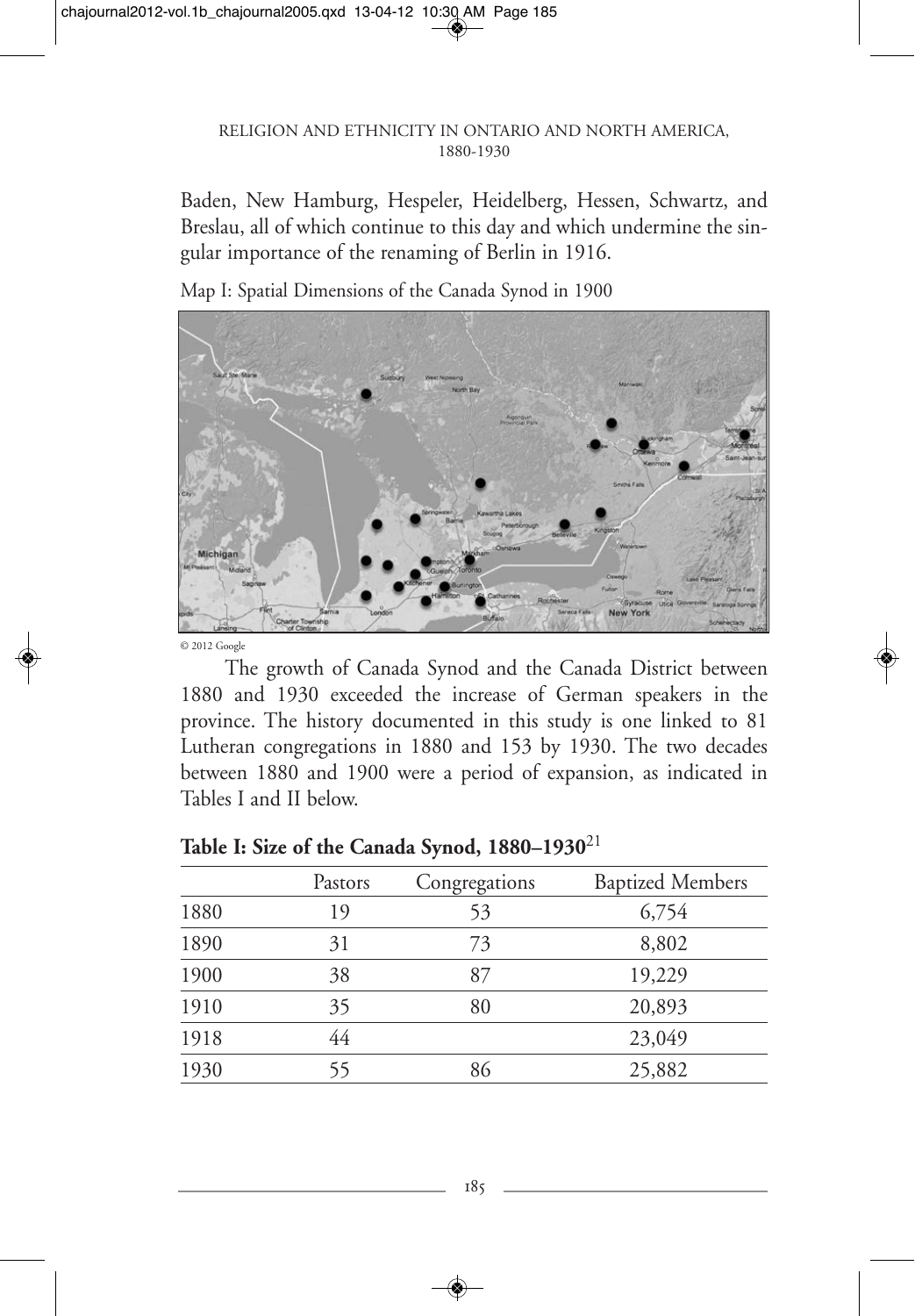Baden, New Hamburg, Hespeler, Heidelberg, Hessen, Schwartz, and Breslau, all of which continue to this day and which undermine the singular importance of the renaming of Berlin in 1916.

Map I: Spatial Dimensions of the Canada Synod in 1900

© 2012 Google

The growth of Canada Synod and the Canada District between 1880 and 1930 exceeded the increase of German speakers in the province. The history documented in this study is one linked to 81 Lutheran congregations in 1880 and 153 by 1930. The two decades between 1880 and 1900 were a period of expansion, as indicated in Tables I and II below.

**Table I: Size of the Canada Synod, 1880–1930**[21]

| | Pastors | Congregations | Baptized Members |
|---|---|---|---|
| 1880 | 19 | 53 | 6,754 |
| 1890 | 31 | 73 | 8,802 |
| 1900 | 38 | 87 | 19,229 |
| 1910 | 35 | 80 | 20,893 |
| 1918 | 44 | | 23,049 |
| 1930 | 55 | 86 | 25,882 |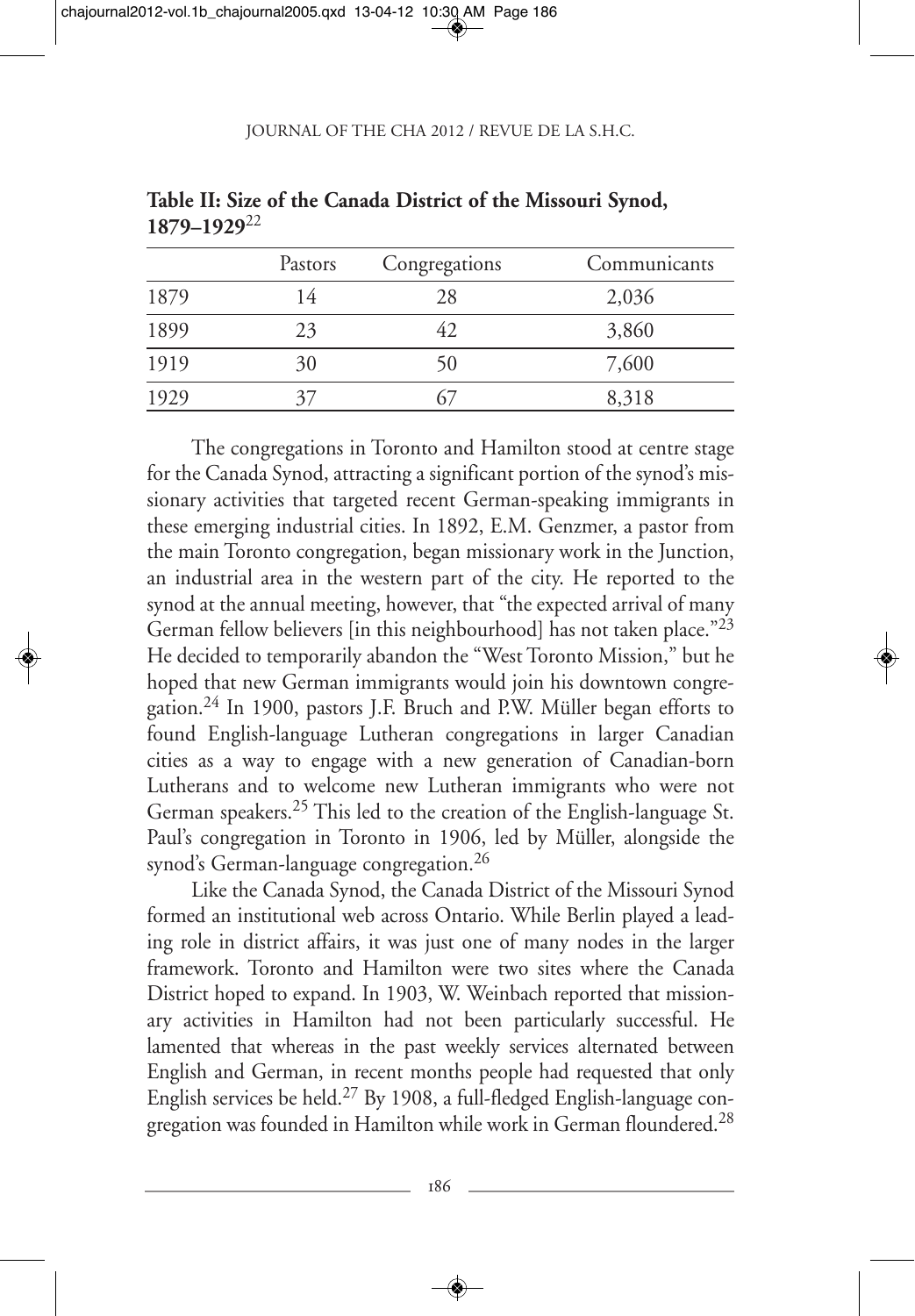**Table II: Size of the Canada District of the Missouri Synod, 1879–1929**[22]

| | Pastors | Congregations | Communicants |
|---|---|---|---|
| 1879 | 14 | 28 | 2,036 |
| 1899 | 23 | 42 | 3,860 |
| 1919 | 30 | 50 | 7,600 |
| 1929 | 37 | 67 | 8,318 |

The congregations in Toronto and Hamilton stood at centre stage for the Canada Synod, attracting a significant portion of the synod's missionary activities that targeted recent German-speaking immigrants in these emerging industrial cities. In 1892, E.M. Genzmer, a pastor from the main Toronto congregation, began missionary work in the Junction, an industrial area in the western part of the city. He reported to the synod at the annual meeting, however, that "the expected arrival of many German fellow believers [in this neighbourhood] has not taken place."[23] He decided to temporarily abandon the "West Toronto Mission," but he hoped that new German immigrants would join his downtown congregation.[24] In 1900, pastors J.F. Bruch and P.W. Müller began efforts to found English-language Lutheran congregations in larger Canadian cities as a way to engage with a new generation of Canadian-born Lutherans and to welcome new Lutheran immigrants who were not German speakers.[25] This led to the creation of the English-language St. Paul's congregation in Toronto in 1906, led by Müller, alongside the synod's German-language congregation.[26]

Like the Canada Synod, the Canada District of the Missouri Synod formed an institutional web across Ontario. While Berlin played a leading role in district affairs, it was just one of many nodes in the larger framework. Toronto and Hamilton were two sites where the Canada District hoped to expand. In 1903, W. Weinbach reported that missionary activities in Hamilton had not been particularly successful. He lamented that whereas in the past weekly services alternated between English and German, in recent months people had requested that only English services be held.[27] By 1908, a full-fledged English-language congregation was founded in Hamilton while work in German floundered.[28]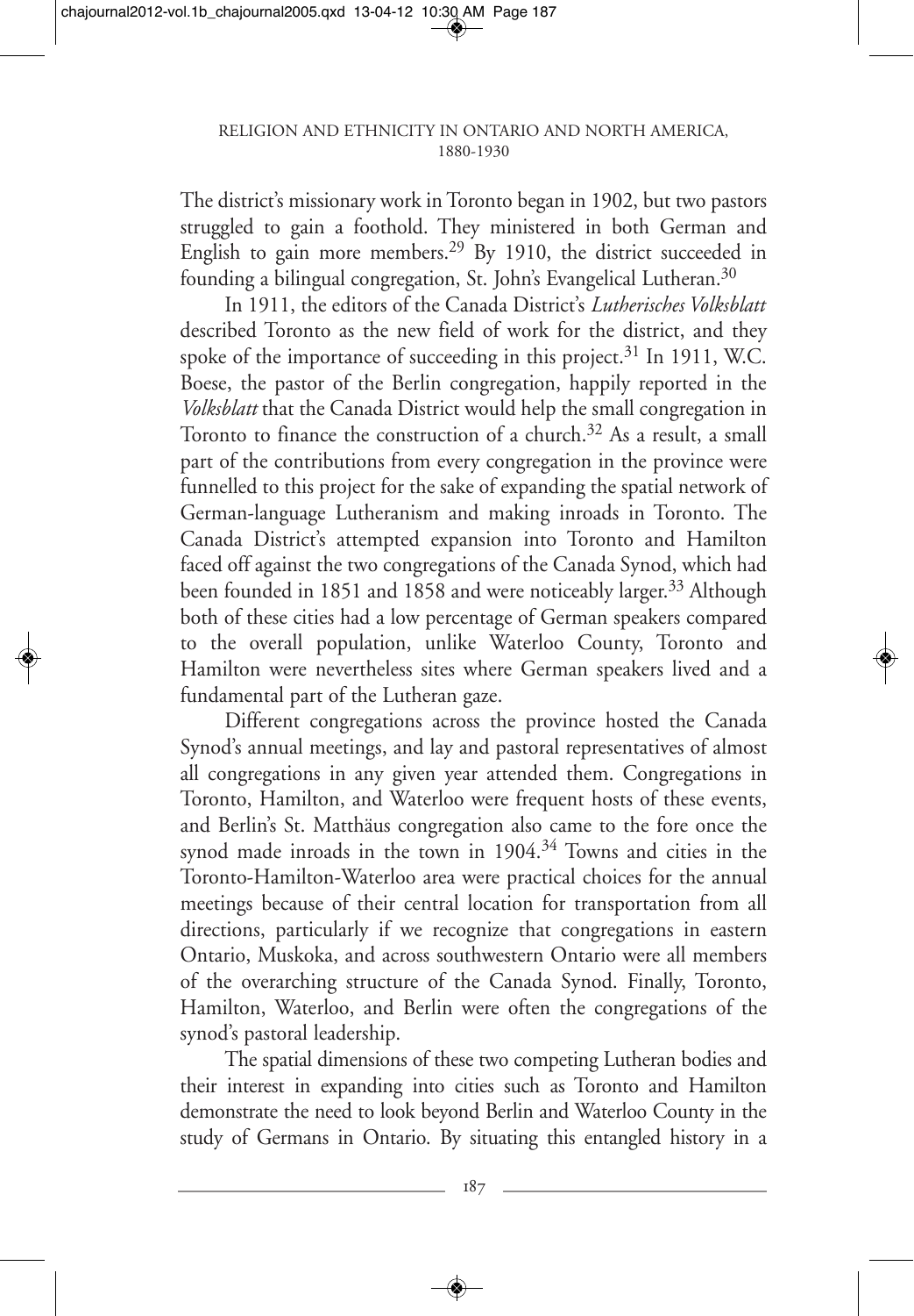The district's missionary work in Toronto began in 1902, but two pastors struggled to gain a foothold. They ministered in both German and English to gain more members.[29] By 1910, the district succeeded in founding a bilingual congregation, St. John's Evangelical Lutheran.[30]

In 1911, the editors of the Canada District's *Lutherisches Volksblatt* described Toronto as the new field of work for the district, and they spoke of the importance of succeeding in this project.[31] In 1911, W.C. Boese, the pastor of the Berlin congregation, happily reported in the *Volksblatt* that the Canada District would help the small congregation in Toronto to finance the construction of a church.[32] As a result, a small part of the contributions from every congregation in the province were funnelled to this project for the sake of expanding the spatial network of German-language Lutheranism and making inroads in Toronto. The Canada District's attempted expansion into Toronto and Hamilton faced off against the two congregations of the Canada Synod, which had been founded in 1851 and 1858 and were noticeably larger.[33] Although both of these cities had a low percentage of German speakers compared to the overall population, unlike Waterloo County, Toronto and Hamilton were nevertheless sites where German speakers lived and a fundamental part of the Lutheran gaze.

Different congregations across the province hosted the Canada Synod's annual meetings, and lay and pastoral representatives of almost all congregations in any given year attended them. Congregations in Toronto, Hamilton, and Waterloo were frequent hosts of these events, and Berlin's St. Matthäus congregation also came to the fore once the synod made inroads in the town in 1904.[34] Towns and cities in the Toronto-Hamilton-Waterloo area were practical choices for the annual meetings because of their central location for transportation from all directions, particularly if we recognize that congregations in eastern Ontario, Muskoka, and across southwestern Ontario were all members of the overarching structure of the Canada Synod. Finally, Toronto, Hamilton, Waterloo, and Berlin were often the congregations of the synod's pastoral leadership.

The spatial dimensions of these two competing Lutheran bodies and their interest in expanding into cities such as Toronto and Hamilton demonstrate the need to look beyond Berlin and Waterloo County in the study of Germans in Ontario. By situating this entangled history in a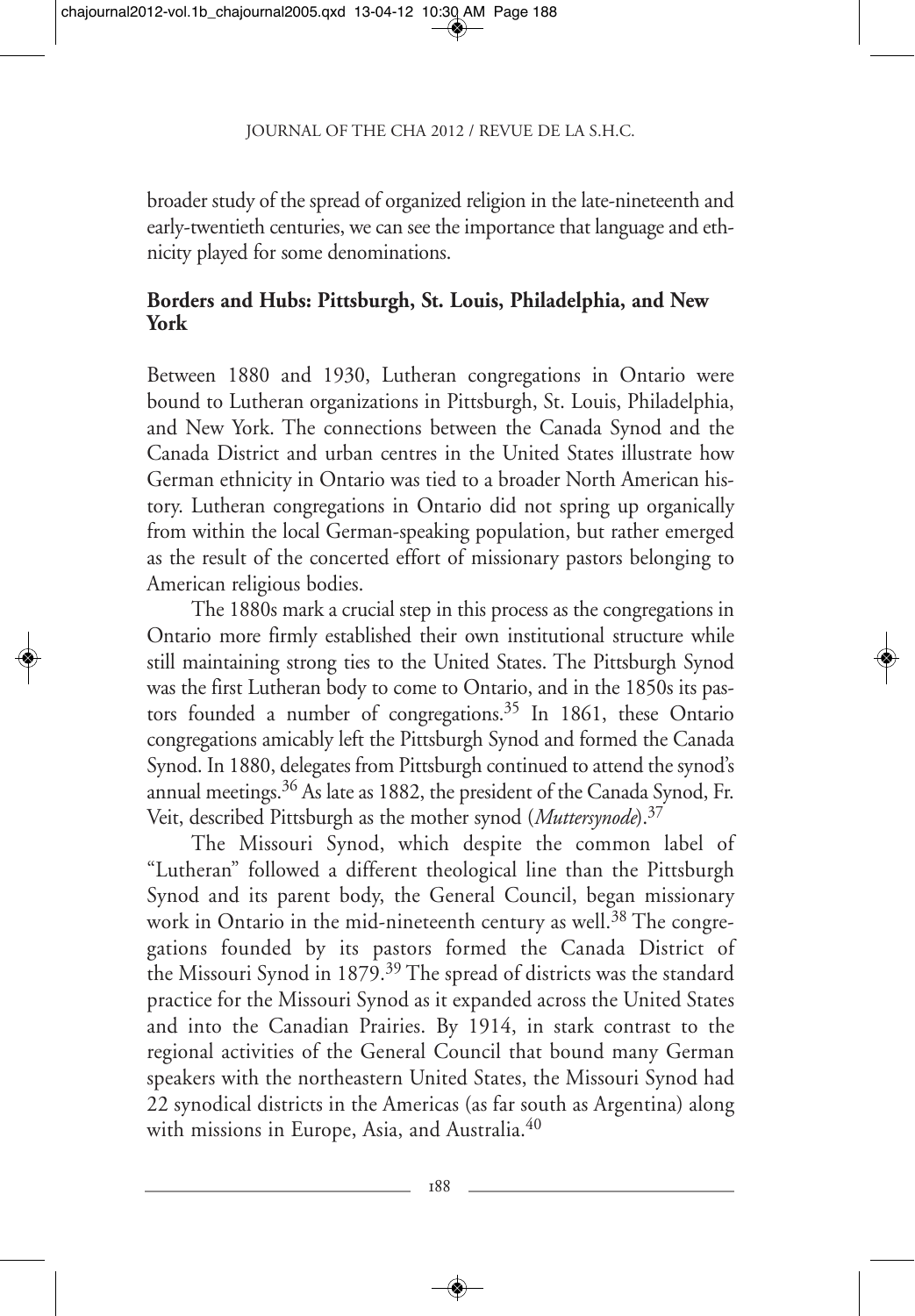broader study of the spread of organized religion in the late-nineteenth and early-twentieth centuries, we can see the importance that language and ethnicity played for some denominations.

### Borders and Hubs: Pittsburgh, St. Louis, Philadelphia, and New York

Between 1880 and 1930, Lutheran congregations in Ontario were bound to Lutheran organizations in Pittsburgh, St. Louis, Philadelphia, and New York. The connections between the Canada Synod and the Canada District and urban centres in the United States illustrate how German ethnicity in Ontario was tied to a broader North American history. Lutheran congregations in Ontario did not spring up organically from within the local German-speaking population, but rather emerged as the result of the concerted effort of missionary pastors belonging to American religious bodies.

The 1880s mark a crucial step in this process as the congregations in Ontario more firmly established their own institutional structure while still maintaining strong ties to the United States. The Pittsburgh Synod was the first Lutheran body to come to Ontario, and in the 1850s its pastors founded a number of congregations.[35] In 1861, these Ontario congregations amicably left the Pittsburgh Synod and formed the Canada Synod. In 1880, delegates from Pittsburgh continued to attend the synod's annual meetings.[36] As late as 1882, the president of the Canada Synod, Fr. Veit, described Pittsburgh as the mother synod (*Muttersynode*).[37]

The Missouri Synod, which despite the common label of "Lutheran" followed a different theological line than the Pittsburgh Synod and its parent body, the General Council, began missionary work in Ontario in the mid-nineteenth century as well.[38] The congregations founded by its pastors formed the Canada District of the Missouri Synod in 1879.[39] The spread of districts was the standard practice for the Missouri Synod as it expanded across the United States and into the Canadian Prairies. By 1914, in stark contrast to the regional activities of the General Council that bound many German speakers with the northeastern United States, the Missouri Synod had 22 synodical districts in the Americas (as far south as Argentina) along with missions in Europe, Asia, and Australia.[40]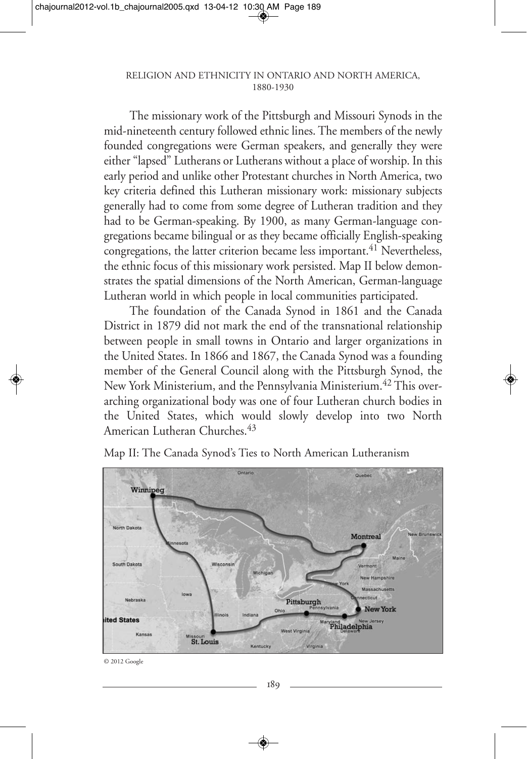The missionary work of the Pittsburgh and Missouri Synods in the mid-nineteenth century followed ethnic lines. The members of the newly founded congregations were German speakers, and generally they were either "lapsed" Lutherans or Lutherans without a place of worship. In this early period and unlike other Protestant churches in North America, two key criteria defined this Lutheran missionary work: missionary subjects generally had to come from some degree of Lutheran tradition and they had to be German-speaking. By 1900, as many German-language congregations became bilingual or as they became officially English-speaking congregations, the latter criterion became less important.[41] Nevertheless, the ethnic focus of this missionary work persisted. Map II below demonstrates the spatial dimensions of the North American, German-language Lutheran world in which people in local communities participated.

The foundation of the Canada Synod in 1861 and the Canada District in 1879 did not mark the end of the transnational relationship between people in small towns in Ontario and larger organizations in the United States. In 1866 and 1867, the Canada Synod was a founding member of the General Council along with the Pittsburgh Synod, the New York Ministerium, and the Pennsylvania Ministerium.[42] This overarching organizational body was one of four Lutheran church bodies in the United States, which would slowly develop into two North American Lutheran Churches.[43]

Map II: The Canada Synod's Ties to North American Lutheranism

© 2012 Google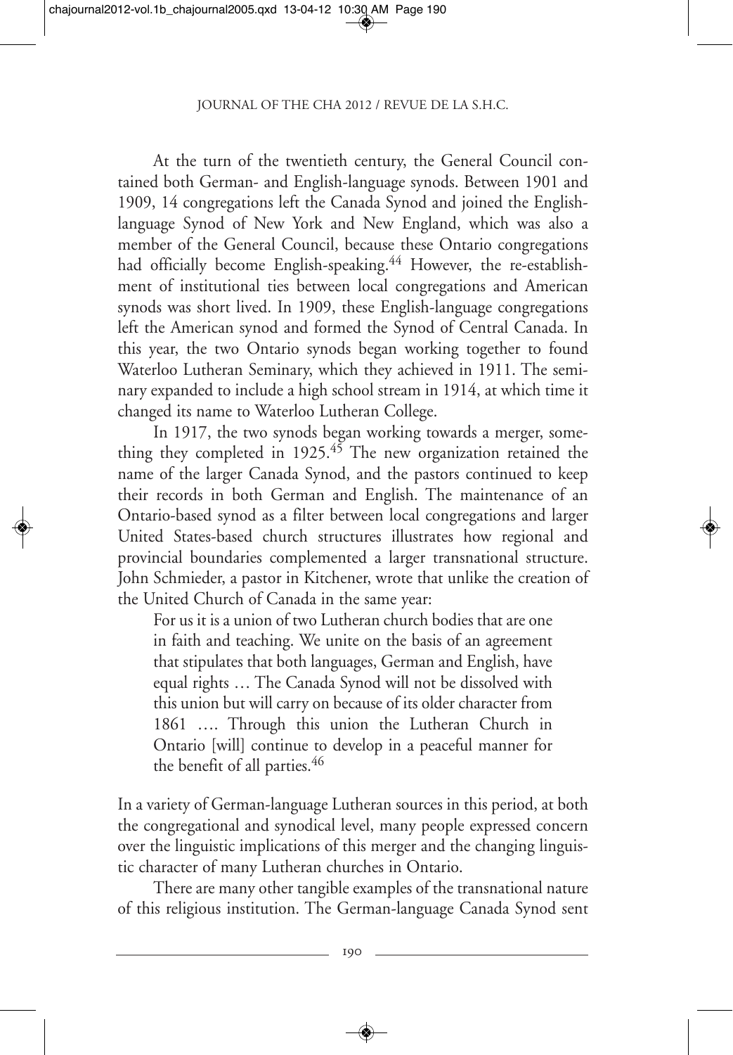At the turn of the twentieth century, the General Council contained both German- and English-language synods. Between 1901 and 1909, 14 congregations left the Canada Synod and joined the English-language Synod of New York and New England, which was also a member of the General Council, because these Ontario congregations had officially become English-speaking.[44] However, the re-establishment of institutional ties between local congregations and American synods was short lived. In 1909, these English-language congregations left the American synod and formed the Synod of Central Canada. In this year, the two Ontario synods began working together to found Waterloo Lutheran Seminary, which they achieved in 1911. The seminary expanded to include a high school stream in 1914, at which time it changed its name to Waterloo Lutheran College.

In 1917, the two synods began working towards a merger, something they completed in 1925.[45] The new organization retained the name of the larger Canada Synod, and the pastors continued to keep their records in both German and English. The maintenance of an Ontario-based synod as a filter between local congregations and larger United States-based church structures illustrates how regional and provincial boundaries complemented a larger transnational structure. John Schmieder, a pastor in Kitchener, wrote that unlike the creation of the United Church of Canada in the same year:

> For us it is a union of two Lutheran church bodies that are one in faith and teaching. We unite on the basis of an agreement that stipulates that both languages, German and English, have equal rights … The Canada Synod will not be dissolved with this union but will carry on because of its older character from 1861 …. Through this union the Lutheran Church in Ontario [will] continue to develop in a peaceful manner for the benefit of all parties.[46]

In a variety of German-language Lutheran sources in this period, at both the congregational and synodical level, many people expressed concern over the linguistic implications of this merger and the changing linguistic character of many Lutheran churches in Ontario.

There are many other tangible examples of the transnational nature of this religious institution. The German-language Canada Synod sent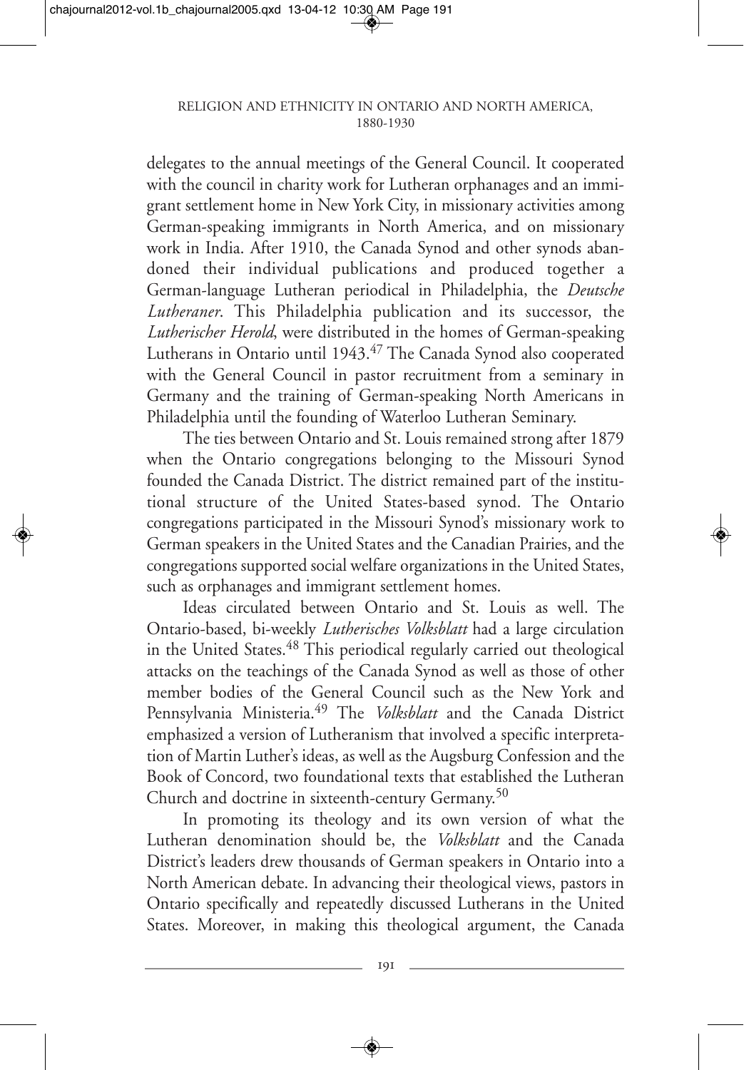delegates to the annual meetings of the General Council. It cooperated with the council in charity work for Lutheran orphanages and an immigrant settlement home in New York City, in missionary activities among German-speaking immigrants in North America, and on missionary work in India. After 1910, the Canada Synod and other synods abandoned their individual publications and produced together a German-language Lutheran periodical in Philadelphia, the *Deutsche Lutheraner*. This Philadelphia publication and its successor, the *Lutherischer Herold*, were distributed in the homes of German-speaking Lutherans in Ontario until 1943.[47] The Canada Synod also cooperated with the General Council in pastor recruitment from a seminary in Germany and the training of German-speaking North Americans in Philadelphia until the founding of Waterloo Lutheran Seminary.

The ties between Ontario and St. Louis remained strong after 1879 when the Ontario congregations belonging to the Missouri Synod founded the Canada District. The district remained part of the institutional structure of the United States-based synod. The Ontario congregations participated in the Missouri Synod's missionary work to German speakers in the United States and the Canadian Prairies, and the congregations supported social welfare organizations in the United States, such as orphanages and immigrant settlement homes.

Ideas circulated between Ontario and St. Louis as well. The Ontario-based, bi-weekly *Lutherisches Volksblatt* had a large circulation in the United States.[48] This periodical regularly carried out theological attacks on the teachings of the Canada Synod as well as those of other member bodies of the General Council such as the New York and Pennsylvania Ministeria.[49] The *Volksblatt* and the Canada District emphasized a version of Lutheranism that involved a specific interpretation of Martin Luther's ideas, as well as the Augsburg Confession and the Book of Concord, two foundational texts that established the Lutheran Church and doctrine in sixteenth-century Germany.[50]

In promoting its theology and its own version of what the Lutheran denomination should be, the *Volksblatt* and the Canada District's leaders drew thousands of German speakers in Ontario into a North American debate. In advancing their theological views, pastors in Ontario specifically and repeatedly discussed Lutherans in the United States. Moreover, in making this theological argument, the Canada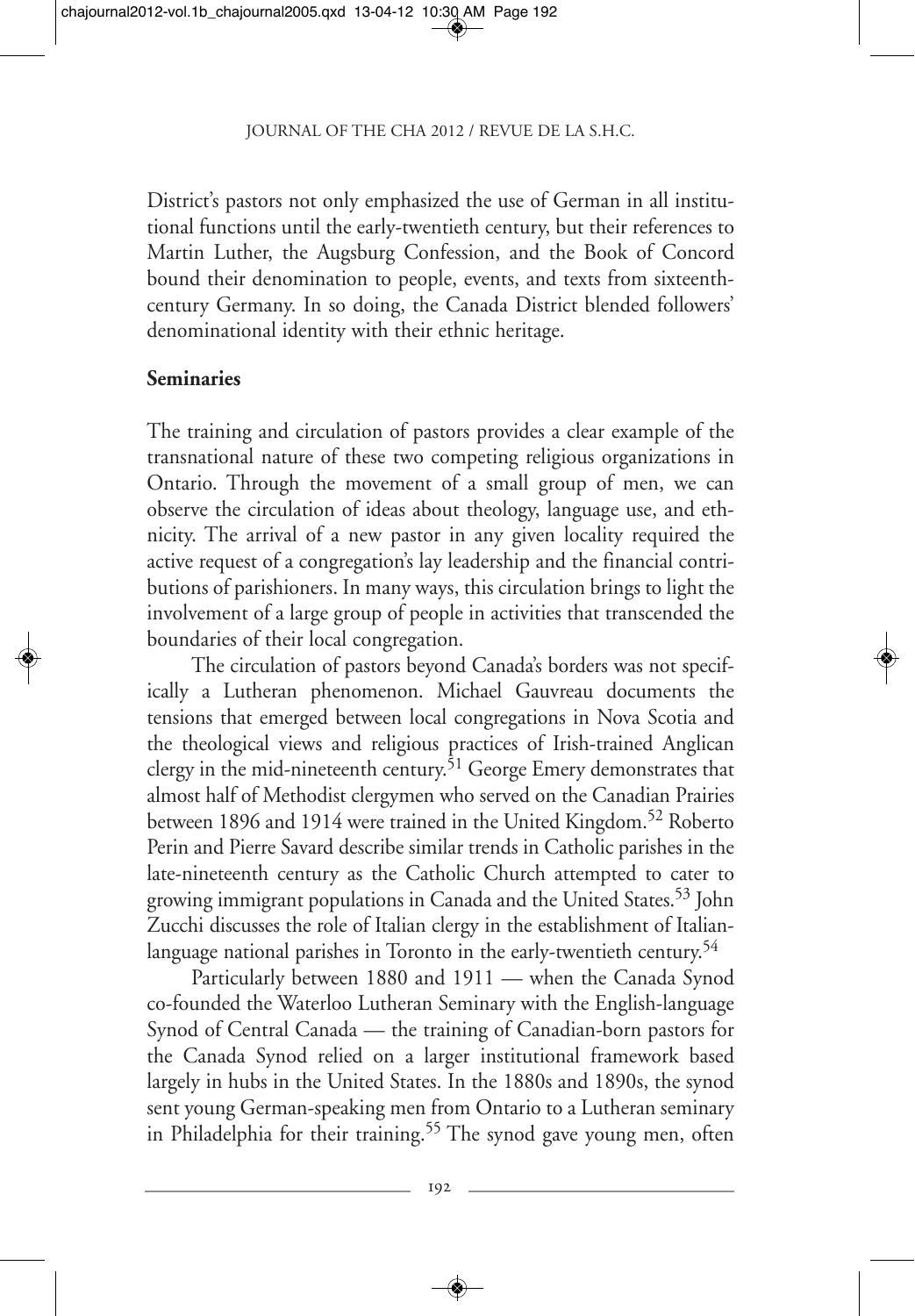District's pastors not only emphasized the use of German in all institutional functions until the early-twentieth century, but their references to Martin Luther, the Augsburg Confession, and the Book of Concord bound their denomination to people, events, and texts from sixteenth-century Germany. In so doing, the Canada District blended followers' denominational identity with their ethnic heritage.

## Seminaries

The training and circulation of pastors provides a clear example of the transnational nature of these two competing religious organizations in Ontario. Through the movement of a small group of men, we can observe the circulation of ideas about theology, language use, and ethnicity. The arrival of a new pastor in any given locality required the active request of a congregation's lay leadership and the financial contributions of parishioners. In many ways, this circulation brings to light the involvement of a large group of people in activities that transcended the boundaries of their local congregation.

The circulation of pastors beyond Canada's borders was not specifically a Lutheran phenomenon. Michael Gauvreau documents the tensions that emerged between local congregations in Nova Scotia and the theological views and religious practices of Irish-trained Anglican clergy in the mid-nineteenth century.[51] George Emery demonstrates that almost half of Methodist clergymen who served on the Canadian Prairies between 1896 and 1914 were trained in the United Kingdom.[52] Roberto Perin and Pierre Savard describe similar trends in Catholic parishes in the late-nineteenth century as the Catholic Church attempted to cater to growing immigrant populations in Canada and the United States.[53] John Zucchi discusses the role of Italian clergy in the establishment of Italian-language national parishes in Toronto in the early-twentieth century.[54]

Particularly between 1880 and 1911 — when the Canada Synod co-founded the Waterloo Lutheran Seminary with the English-language Synod of Central Canada — the training of Canadian-born pastors for the Canada Synod relied on a larger institutional framework based largely in hubs in the United States. In the 1880s and 1890s, the synod sent young German-speaking men from Ontario to a Lutheran seminary in Philadelphia for their training.[55] The synod gave young men, often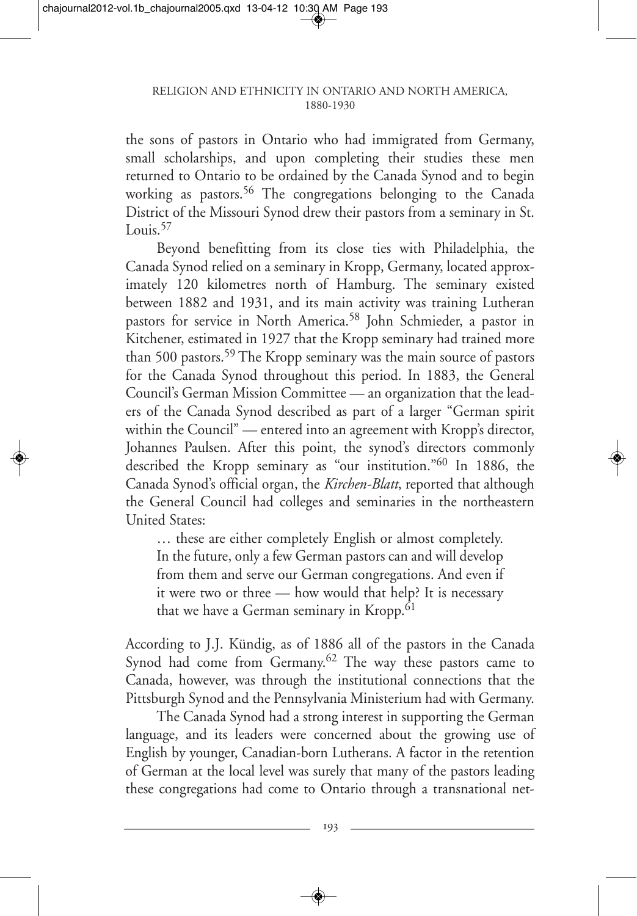the sons of pastors in Ontario who had immigrated from Germany, small scholarships, and upon completing their studies these men returned to Ontario to be ordained by the Canada Synod and to begin working as pastors.[56] The congregations belonging to the Canada District of the Missouri Synod drew their pastors from a seminary in St. Louis.[57]

Beyond benefitting from its close ties with Philadelphia, the Canada Synod relied on a seminary in Kropp, Germany, located approximately 120 kilometres north of Hamburg. The seminary existed between 1882 and 1931, and its main activity was training Lutheran pastors for service in North America.[58] John Schmieder, a pastor in Kitchener, estimated in 1927 that the Kropp seminary had trained more than 500 pastors.[59] The Kropp seminary was the main source of pastors for the Canada Synod throughout this period. In 1883, the General Council's German Mission Committee — an organization that the leaders of the Canada Synod described as part of a larger "German spirit within the Council" — entered into an agreement with Kropp's director, Johannes Paulsen. After this point, the synod's directors commonly described the Kropp seminary as "our institution."[60] In 1886, the Canada Synod's official organ, the *Kirchen-Blatt*, reported that although the General Council had colleges and seminaries in the northeastern United States:

> … these are either completely English or almost completely. In the future, only a few German pastors can and will develop from them and serve our German congregations. And even if it were two or three — how would that help? It is necessary that we have a German seminary in Kropp.[61]

According to J.J. Kündig, as of 1886 all of the pastors in the Canada Synod had come from Germany.[62] The way these pastors came to Canada, however, was through the institutional connections that the Pittsburgh Synod and the Pennsylvania Ministerium had with Germany.

The Canada Synod had a strong interest in supporting the German language, and its leaders were concerned about the growing use of English by younger, Canadian-born Lutherans. A factor in the retention of German at the local level was surely that many of the pastors leading these congregations had come to Ontario through a transnational net-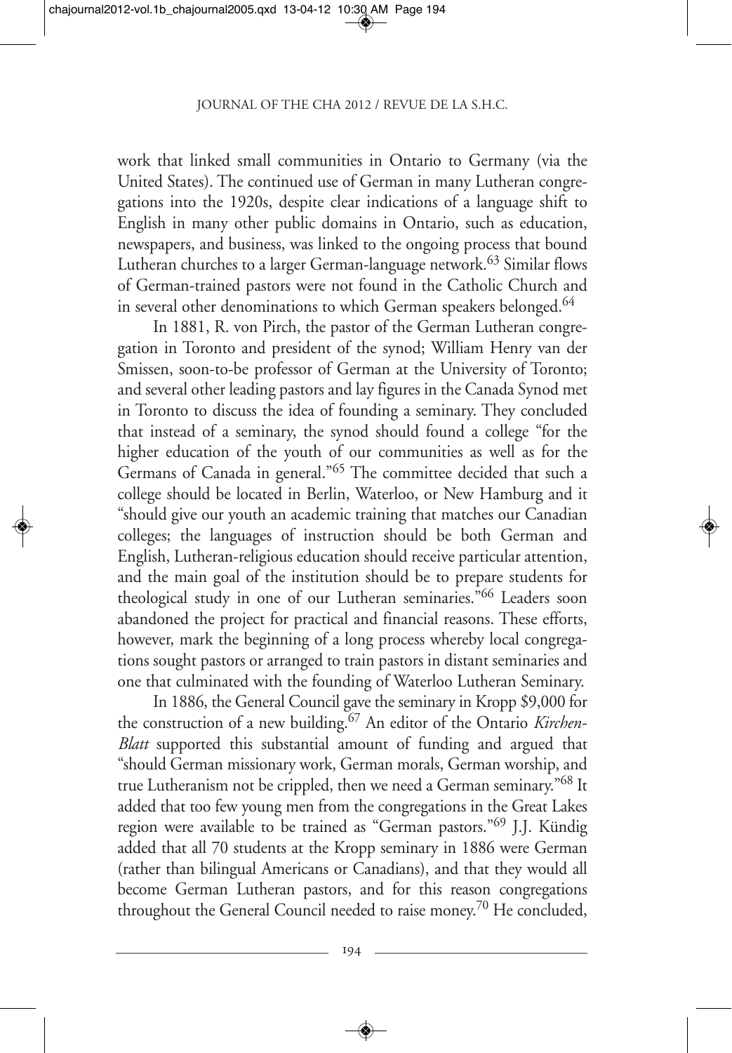work that linked small communities in Ontario to Germany (via the United States). The continued use of German in many Lutheran congregations into the 1920s, despite clear indications of a language shift to English in many other public domains in Ontario, such as education, newspapers, and business, was linked to the ongoing process that bound Lutheran churches to a larger German-language network.[63] Similar flows of German-trained pastors were not found in the Catholic Church and in several other denominations to which German speakers belonged.[64]

In 1881, R. von Pirch, the pastor of the German Lutheran congregation in Toronto and president of the synod; William Henry van der Smissen, soon-to-be professor of German at the University of Toronto; and several other leading pastors and lay figures in the Canada Synod met in Toronto to discuss the idea of founding a seminary. They concluded that instead of a seminary, the synod should found a college "for the higher education of the youth of our communities as well as for the Germans of Canada in general."[65] The committee decided that such a college should be located in Berlin, Waterloo, or New Hamburg and it "should give our youth an academic training that matches our Canadian colleges; the languages of instruction should be both German and English, Lutheran-religious education should receive particular attention, and the main goal of the institution should be to prepare students for theological study in one of our Lutheran seminaries."[66] Leaders soon abandoned the project for practical and financial reasons. These efforts, however, mark the beginning of a long process whereby local congregations sought pastors or arranged to train pastors in distant seminaries and one that culminated with the founding of Waterloo Lutheran Seminary.

In 1886, the General Council gave the seminary in Kropp $9,000 for the construction of a new building.[67] An editor of the Ontario *Kirchen-Blatt* supported this substantial amount of funding and argued that "should German missionary work, German morals, German worship, and true Lutheranism not be crippled, then we need a German seminary."[68] It added that too few young men from the congregations in the Great Lakes region were available to be trained as "German pastors."[69] J.J. Kündig added that all 70 students at the Kropp seminary in 1886 were German (rather than bilingual Americans or Canadians), and that they would all become German Lutheran pastors, and for this reason congregations throughout the General Council needed to raise money.[70] He concluded,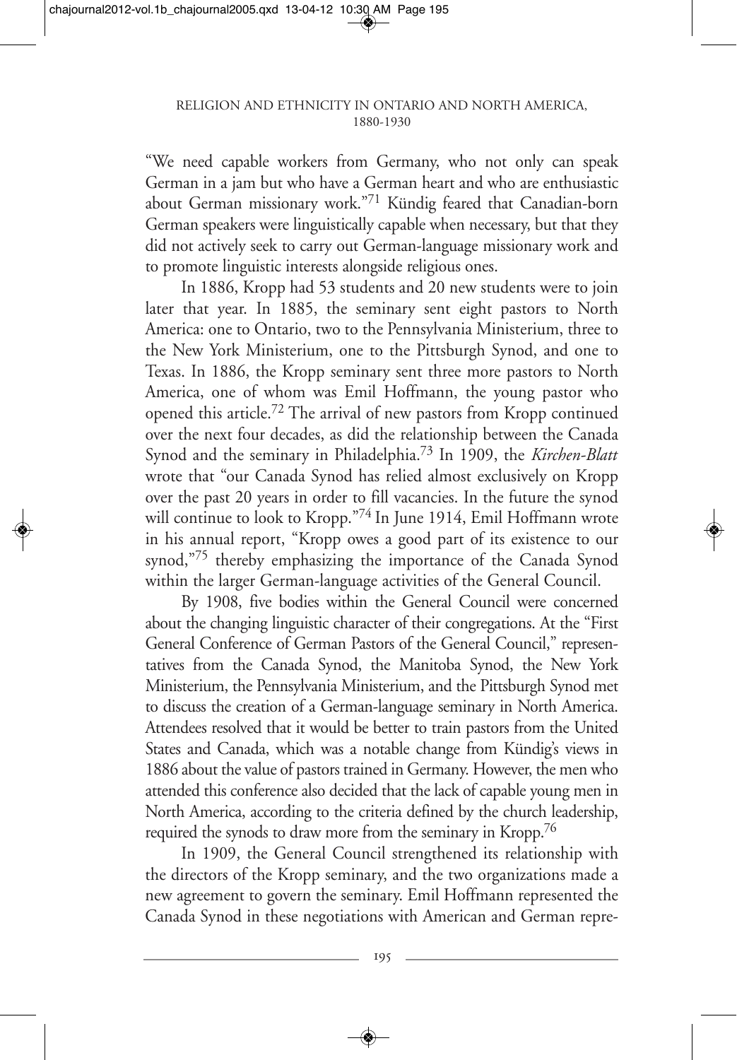"We need capable workers from Germany, who not only can speak German in a jam but who have a German heart and who are enthusiastic about German missionary work."[71] Kündig feared that Canadian-born German speakers were linguistically capable when necessary, but that they did not actively seek to carry out German-language missionary work and to promote linguistic interests alongside religious ones.

In 1886, Kropp had 53 students and 20 new students were to join later that year. In 1885, the seminary sent eight pastors to North America: one to Ontario, two to the Pennsylvania Ministerium, three to the New York Ministerium, one to the Pittsburgh Synod, and one to Texas. In 1886, the Kropp seminary sent three more pastors to North America, one of whom was Emil Hoffmann, the young pastor who opened this article.[72] The arrival of new pastors from Kropp continued over the next four decades, as did the relationship between the Canada Synod and the seminary in Philadelphia.[73] In 1909, the *Kirchen-Blatt* wrote that "our Canada Synod has relied almost exclusively on Kropp over the past 20 years in order to fill vacancies. In the future the synod will continue to look to Kropp."[74] In June 1914, Emil Hoffmann wrote in his annual report, "Kropp owes a good part of its existence to our synod,"[75] thereby emphasizing the importance of the Canada Synod within the larger German-language activities of the General Council.

By 1908, five bodies within the General Council were concerned about the changing linguistic character of their congregations. At the "First General Conference of German Pastors of the General Council," representatives from the Canada Synod, the Manitoba Synod, the New York Ministerium, the Pennsylvania Ministerium, and the Pittsburgh Synod met to discuss the creation of a German-language seminary in North America. Attendees resolved that it would be better to train pastors from the United States and Canada, which was a notable change from Kündig's views in 1886 about the value of pastors trained in Germany. However, the men who attended this conference also decided that the lack of capable young men in North America, according to the criteria defined by the church leadership, required the synods to draw more from the seminary in Kropp.[76]

In 1909, the General Council strengthened its relationship with the directors of the Kropp seminary, and the two organizations made a new agreement to govern the seminary. Emil Hoffmann represented the Canada Synod in these negotiations with American and German repre-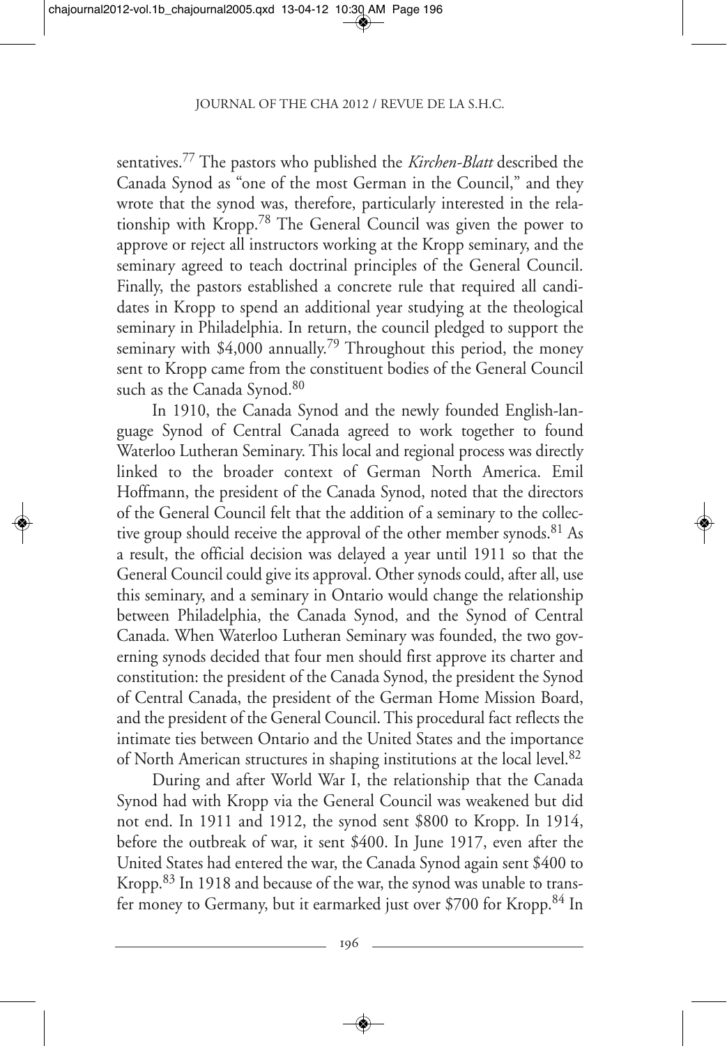sentatives.[77] The pastors who published the *Kirchen-Blatt* described the Canada Synod as "one of the most German in the Council," and they wrote that the synod was, therefore, particularly interested in the relationship with Kropp.[78] The General Council was given the power to approve or reject all instructors working at the Kropp seminary, and the seminary agreed to teach doctrinal principles of the General Council. Finally, the pastors established a concrete rule that required all candidates in Kropp to spend an additional year studying at the theological seminary in Philadelphia. In return, the council pledged to support the seminary with $4,000 annually.[79] Throughout this period, the money sent to Kropp came from the constituent bodies of the General Council such as the Canada Synod.[80]

In 1910, the Canada Synod and the newly founded English-language Synod of Central Canada agreed to work together to found Waterloo Lutheran Seminary. This local and regional process was directly linked to the broader context of German North America. Emil Hoffmann, the president of the Canada Synod, noted that the directors of the General Council felt that the addition of a seminary to the collective group should receive the approval of the other member synods.[81] As a result, the official decision was delayed a year until 1911 so that the General Council could give its approval. Other synods could, after all, use this seminary, and a seminary in Ontario would change the relationship between Philadelphia, the Canada Synod, and the Synod of Central Canada. When Waterloo Lutheran Seminary was founded, the two governing synods decided that four men should first approve its charter and constitution: the president of the Canada Synod, the president the Synod of Central Canada, the president of the German Home Mission Board, and the president of the General Council. This procedural fact reflects the intimate ties between Ontario and the United States and the importance of North American structures in shaping institutions at the local level.[82]

During and after World War I, the relationship that the Canada Synod had with Kropp via the General Council was weakened but did not end. In 1911 and 1912, the synod sent $800 to Kropp. In 1914, before the outbreak of war, it sent $400. In June 1917, even after the United States had entered the war, the Canada Synod again sent $400 to Kropp.[83] In 1918 and because of the war, the synod was unable to transfer money to Germany, but it earmarked just over $700 for Kropp.[84] In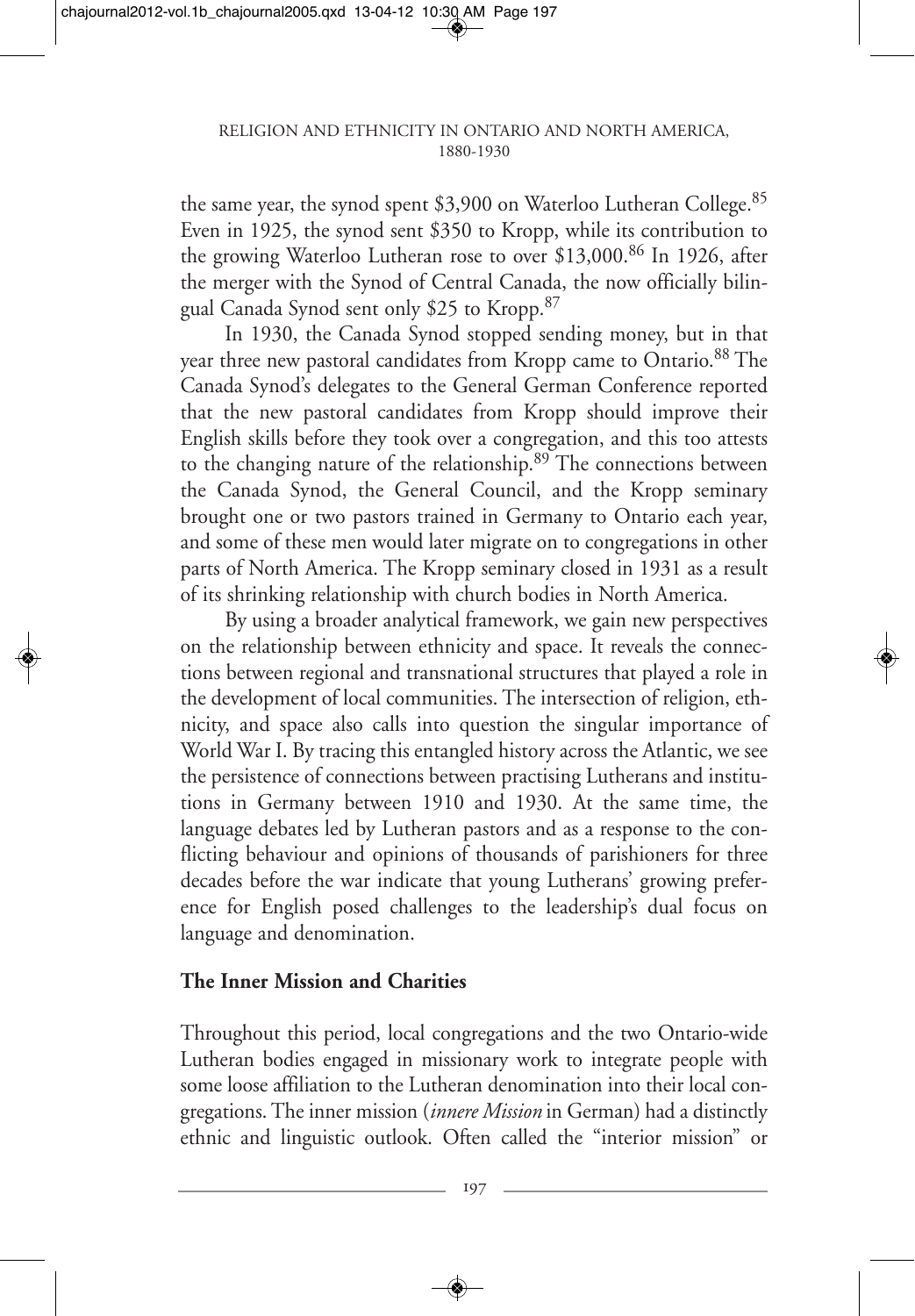the same year, the synod spent $3,900 on Waterloo Lutheran College.[85] Even in 1925, the synod sent $350 to Kropp, while its contribution to the growing Waterloo Lutheran rose to over $13,000.[86] In 1926, after the merger with the Synod of Central Canada, the now officially bilingual Canada Synod sent only $25 to Kropp.[87]

In 1930, the Canada Synod stopped sending money, but in that year three new pastoral candidates from Kropp came to Ontario.[88] The Canada Synod's delegates to the General German Conference reported that the new pastoral candidates from Kropp should improve their English skills before they took over a congregation, and this too attests to the changing nature of the relationship.[89] The connections between the Canada Synod, the General Council, and the Kropp seminary brought one or two pastors trained in Germany to Ontario each year, and some of these men would later migrate on to congregations in other parts of North America. The Kropp seminary closed in 1931 as a result of its shrinking relationship with church bodies in North America.

By using a broader analytical framework, we gain new perspectives on the relationship between ethnicity and space. It reveals the connections between regional and transnational structures that played a role in the development of local communities. The intersection of religion, ethnicity, and space also calls into question the singular importance of World War I. By tracing this entangled history across the Atlantic, we see the persistence of connections between practising Lutherans and institutions in Germany between 1910 and 1930. At the same time, the language debates led by Lutheran pastors and as a response to the conflicting behaviour and opinions of thousands of parishioners for three decades before the war indicate that young Lutherans' growing preference for English posed challenges to the leadership's dual focus on language and denomination.

## The Inner Mission and Charities

Throughout this period, local congregations and the two Ontario-wide Lutheran bodies engaged in missionary work to integrate people with some loose affiliation to the Lutheran denomination into their local congregations. The inner mission (*innere Mission* in German) had a distinctly ethnic and linguistic outlook. Often called the "interior mission" or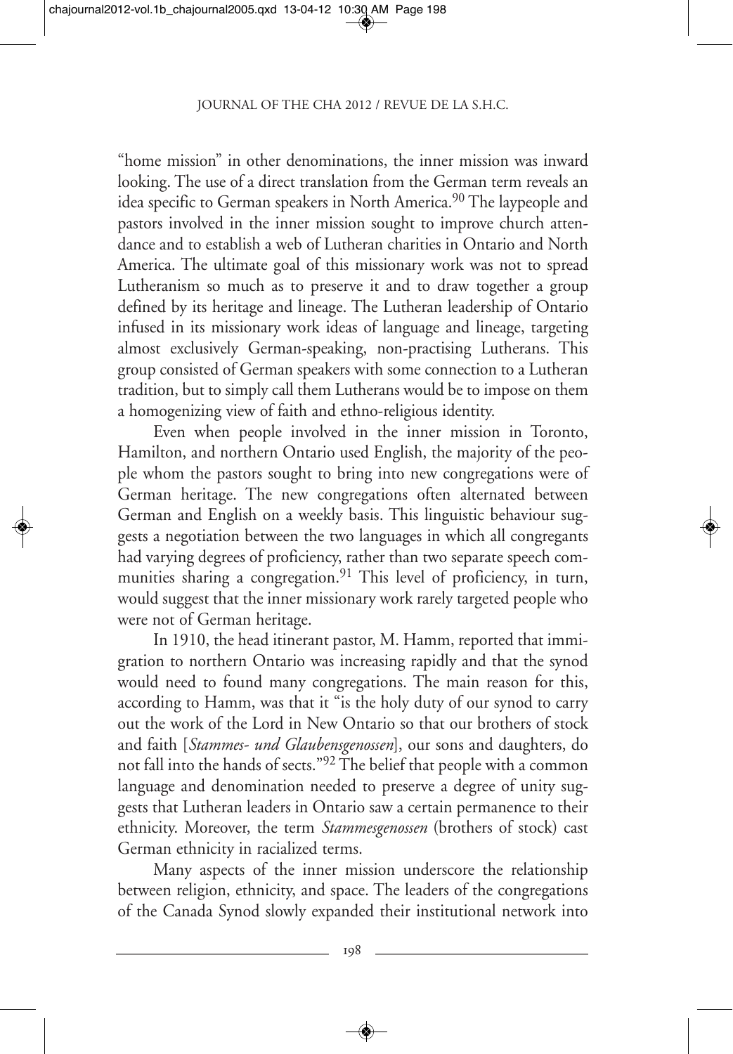"home mission" in other denominations, the inner mission was inward looking. The use of a direct translation from the German term reveals an idea specific to German speakers in North America.[90] The laypeople and pastors involved in the inner mission sought to improve church attendance and to establish a web of Lutheran charities in Ontario and North America. The ultimate goal of this missionary work was not to spread Lutheranism so much as to preserve it and to draw together a group defined by its heritage and lineage. The Lutheran leadership of Ontario infused in its missionary work ideas of language and lineage, targeting almost exclusively German-speaking, non-practising Lutherans. This group consisted of German speakers with some connection to a Lutheran tradition, but to simply call them Lutherans would be to impose on them a homogenizing view of faith and ethno-religious identity.

Even when people involved in the inner mission in Toronto, Hamilton, and northern Ontario used English, the majority of the people whom the pastors sought to bring into new congregations were of German heritage. The new congregations often alternated between German and English on a weekly basis. This linguistic behaviour suggests a negotiation between the two languages in which all congregants had varying degrees of proficiency, rather than two separate speech communities sharing a congregation.[91] This level of proficiency, in turn, would suggest that the inner missionary work rarely targeted people who were not of German heritage.

In 1910, the head itinerant pastor, M. Hamm, reported that immigration to northern Ontario was increasing rapidly and that the synod would need to found many congregations. The main reason for this, according to Hamm, was that it "is the holy duty of our synod to carry out the work of the Lord in New Ontario so that our brothers of stock and faith [*Stammes- und Glaubensgenossen*], our sons and daughters, do not fall into the hands of sects."[92] The belief that people with a common language and denomination needed to preserve a degree of unity suggests that Lutheran leaders in Ontario saw a certain permanence to their ethnicity. Moreover, the term *Stammesgenossen* (brothers of stock) cast German ethnicity in racialized terms.

Many aspects of the inner mission underscore the relationship between religion, ethnicity, and space. The leaders of the congregations of the Canada Synod slowly expanded their institutional network into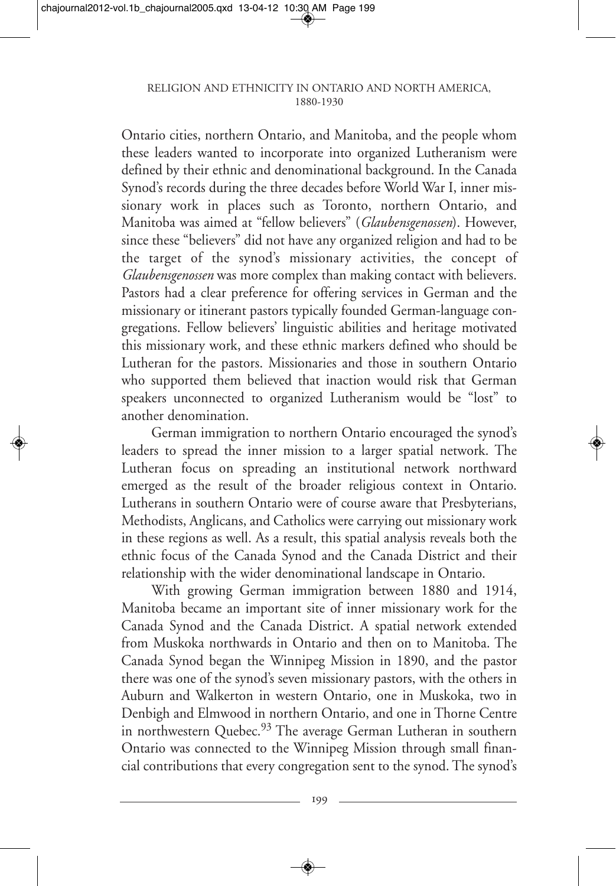Ontario cities, northern Ontario, and Manitoba, and the people whom these leaders wanted to incorporate into organized Lutheranism were defined by their ethnic and denominational background. In the Canada Synod's records during the three decades before World War I, inner missionary work in places such as Toronto, northern Ontario, and Manitoba was aimed at "fellow believers" (*Glaubensgenossen*). However, since these "believers" did not have any organized religion and had to be the target of the synod's missionary activities, the concept of *Glaubensgenossen* was more complex than making contact with believers. Pastors had a clear preference for offering services in German and the missionary or itinerant pastors typically founded German-language congregations. Fellow believers' linguistic abilities and heritage motivated this missionary work, and these ethnic markers defined who should be Lutheran for the pastors. Missionaries and those in southern Ontario who supported them believed that inaction would risk that German speakers unconnected to organized Lutheranism would be "lost" to another denomination.

German immigration to northern Ontario encouraged the synod's leaders to spread the inner mission to a larger spatial network. The Lutheran focus on spreading an institutional network northward emerged as the result of the broader religious context in Ontario. Lutherans in southern Ontario were of course aware that Presbyterians, Methodists, Anglicans, and Catholics were carrying out missionary work in these regions as well. As a result, this spatial analysis reveals both the ethnic focus of the Canada Synod and the Canada District and their relationship with the wider denominational landscape in Ontario.

With growing German immigration between 1880 and 1914, Manitoba became an important site of inner missionary work for the Canada Synod and the Canada District. A spatial network extended from Muskoka northwards in Ontario and then on to Manitoba. The Canada Synod began the Winnipeg Mission in 1890, and the pastor there was one of the synod's seven missionary pastors, with the others in Auburn and Walkerton in western Ontario, one in Muskoka, two in Denbigh and Elmwood in northern Ontario, and one in Thorne Centre in northwestern Quebec.[93] The average German Lutheran in southern Ontario was connected to the Winnipeg Mission through small financial contributions that every congregation sent to the synod. The synod's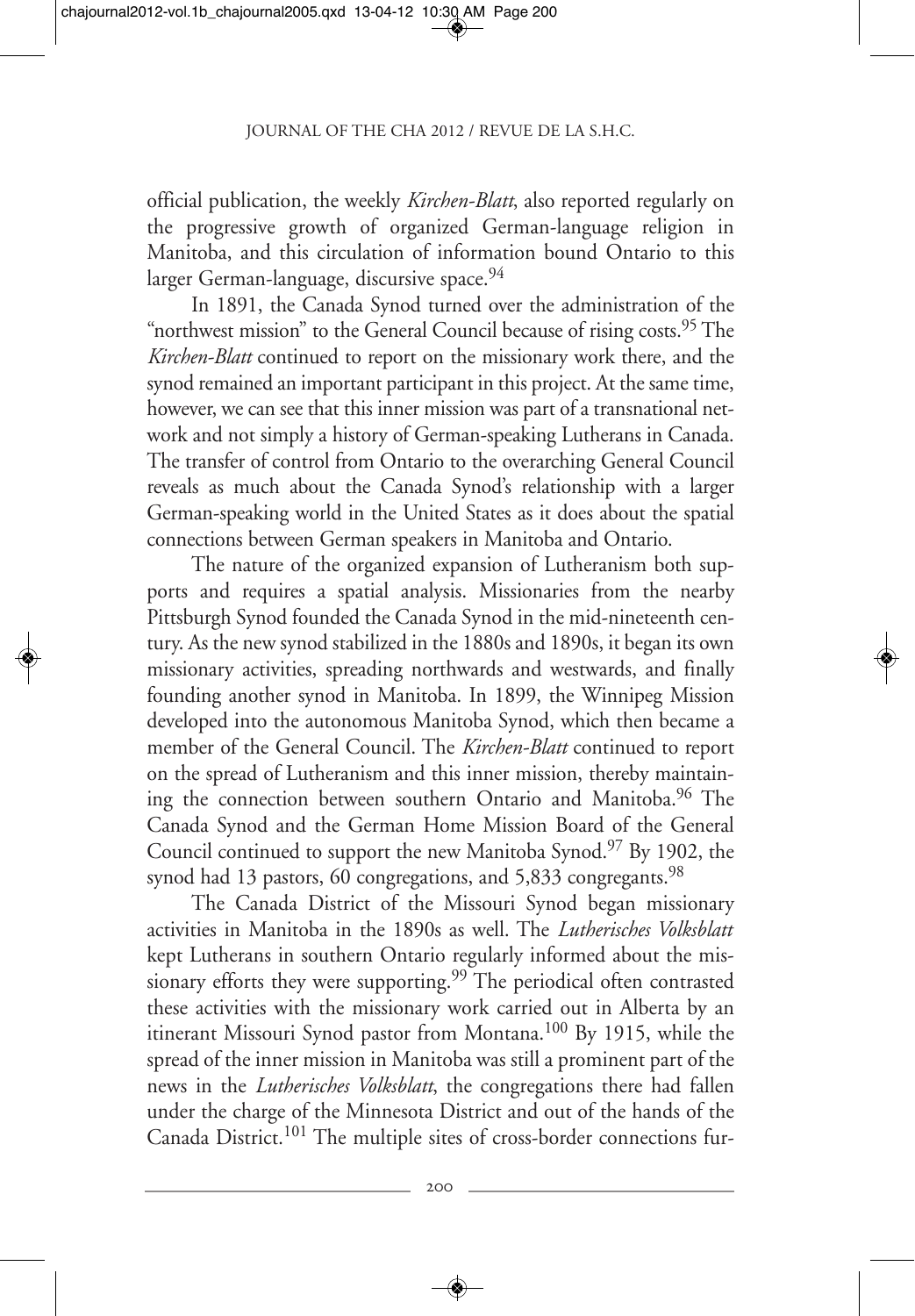official publication, the weekly *Kirchen-Blatt*, also reported regularly on the progressive growth of organized German-language religion in Manitoba, and this circulation of information bound Ontario to this larger German-language, discursive space.[94]

In 1891, the Canada Synod turned over the administration of the "northwest mission" to the General Council because of rising costs.[95] The *Kirchen-Blatt* continued to report on the missionary work there, and the synod remained an important participant in this project. At the same time, however, we can see that this inner mission was part of a transnational network and not simply a history of German-speaking Lutherans in Canada. The transfer of control from Ontario to the overarching General Council reveals as much about the Canada Synod's relationship with a larger German-speaking world in the United States as it does about the spatial connections between German speakers in Manitoba and Ontario.

The nature of the organized expansion of Lutheranism both supports and requires a spatial analysis. Missionaries from the nearby Pittsburgh Synod founded the Canada Synod in the mid-nineteenth century. As the new synod stabilized in the 1880s and 1890s, it began its own missionary activities, spreading northwards and westwards, and finally founding another synod in Manitoba. In 1899, the Winnipeg Mission developed into the autonomous Manitoba Synod, which then became a member of the General Council. The *Kirchen-Blatt* continued to report on the spread of Lutheranism and this inner mission, thereby maintaining the connection between southern Ontario and Manitoba.[96] The Canada Synod and the German Home Mission Board of the General Council continued to support the new Manitoba Synod.[97] By 1902, the synod had 13 pastors, 60 congregations, and 5,833 congregants.[98]

The Canada District of the Missouri Synod began missionary activities in Manitoba in the 1890s as well. The *Lutherisches Volksblatt* kept Lutherans in southern Ontario regularly informed about the missionary efforts they were supporting.[99] The periodical often contrasted these activities with the missionary work carried out in Alberta by an itinerant Missouri Synod pastor from Montana.[100] By 1915, while the spread of the inner mission in Manitoba was still a prominent part of the news in the *Lutherisches Volksblatt*, the congregations there had fallen under the charge of the Minnesota District and out of the hands of the Canada District.[101] The multiple sites of cross-border connections fur-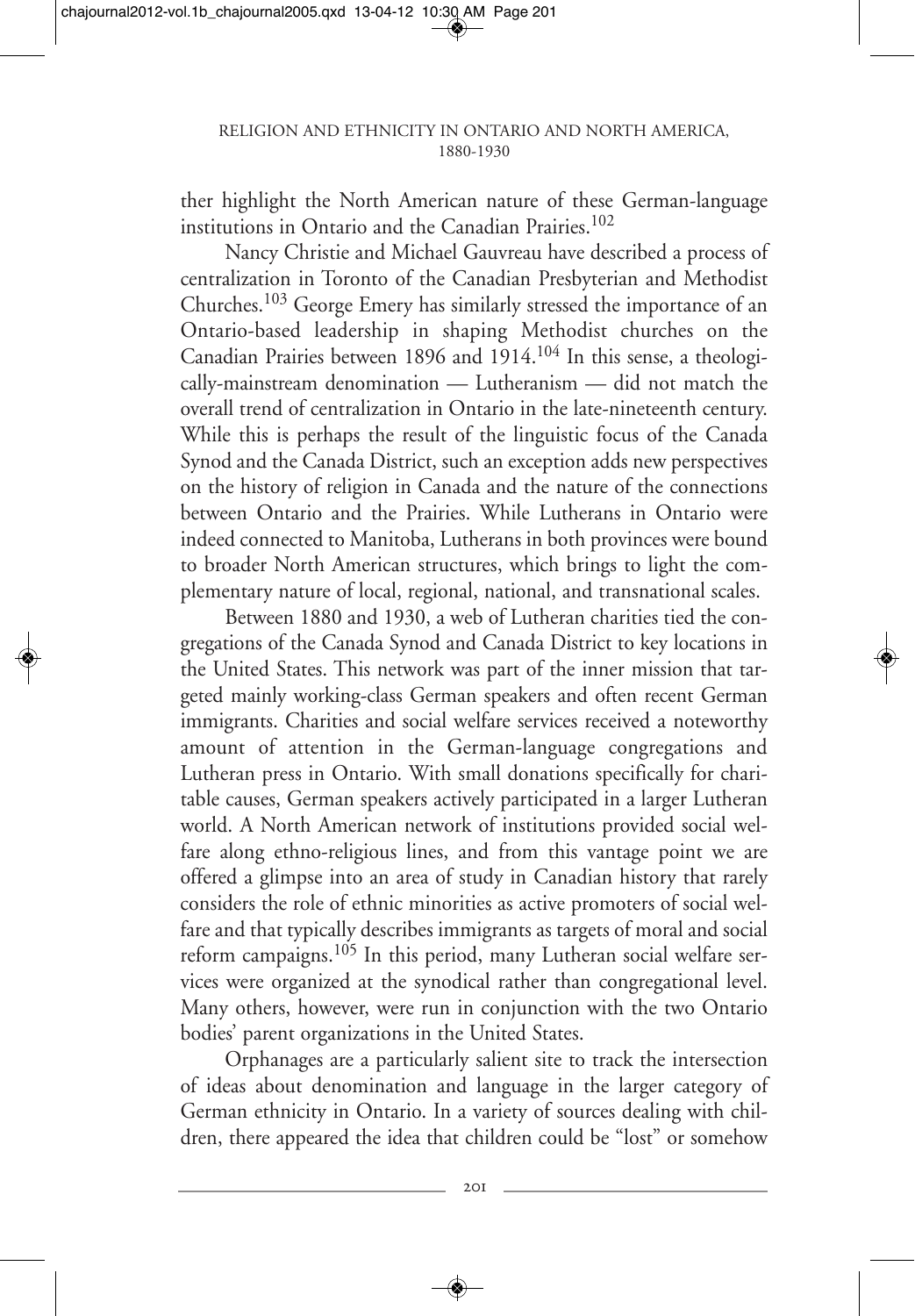ther highlight the North American nature of these German-language institutions in Ontario and the Canadian Prairies.[102]

Nancy Christie and Michael Gauvreau have described a process of centralization in Toronto of the Canadian Presbyterian and Methodist Churches.[103] George Emery has similarly stressed the importance of an Ontario-based leadership in shaping Methodist churches on the Canadian Prairies between 1896 and 1914.[104] In this sense, a theologically-mainstream denomination — Lutheranism — did not match the overall trend of centralization in Ontario in the late-nineteenth century. While this is perhaps the result of the linguistic focus of the Canada Synod and the Canada District, such an exception adds new perspectives on the history of religion in Canada and the nature of the connections between Ontario and the Prairies. While Lutherans in Ontario were indeed connected to Manitoba, Lutherans in both provinces were bound to broader North American structures, which brings to light the complementary nature of local, regional, national, and transnational scales.

Between 1880 and 1930, a web of Lutheran charities tied the congregations of the Canada Synod and Canada District to key locations in the United States. This network was part of the inner mission that targeted mainly working-class German speakers and often recent German immigrants. Charities and social welfare services received a noteworthy amount of attention in the German-language congregations and Lutheran press in Ontario. With small donations specifically for charitable causes, German speakers actively participated in a larger Lutheran world. A North American network of institutions provided social welfare along ethno-religious lines, and from this vantage point we are offered a glimpse into an area of study in Canadian history that rarely considers the role of ethnic minorities as active promoters of social welfare and that typically describes immigrants as targets of moral and social reform campaigns.[105] In this period, many Lutheran social welfare services were organized at the synodical rather than congregational level. Many others, however, were run in conjunction with the two Ontario bodies' parent organizations in the United States.

Orphanages are a particularly salient site to track the intersection of ideas about denomination and language in the larger category of German ethnicity in Ontario. In a variety of sources dealing with children, there appeared the idea that children could be "lost" or somehow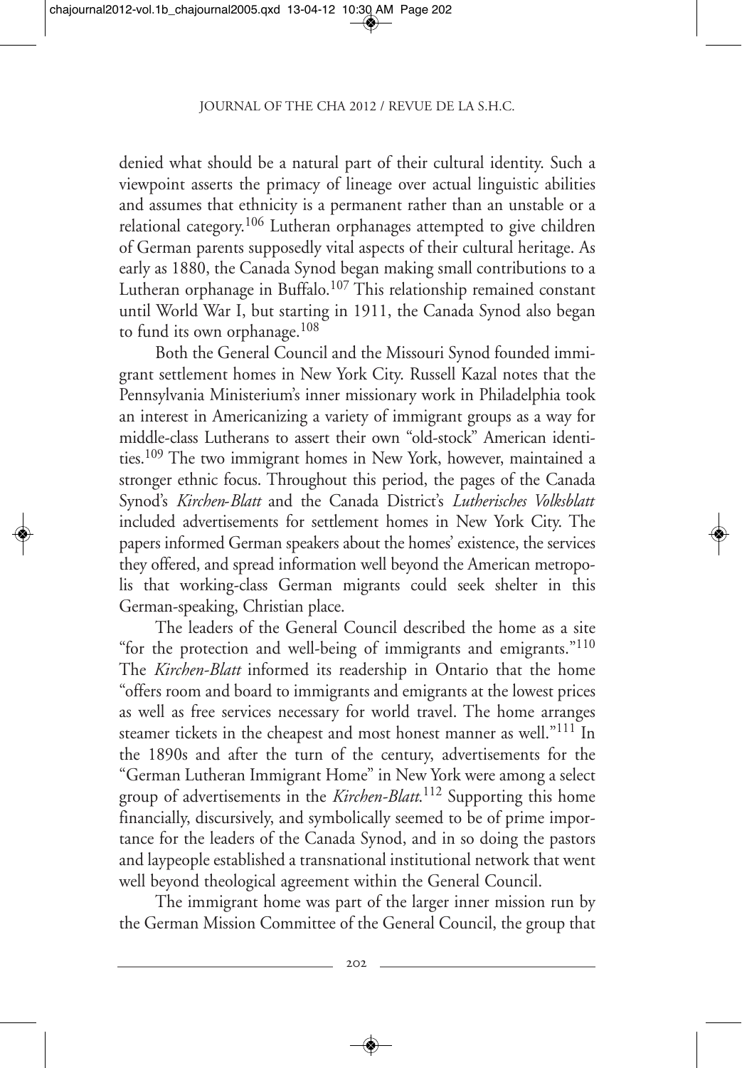denied what should be a natural part of their cultural identity. Such a viewpoint asserts the primacy of lineage over actual linguistic abilities and assumes that ethnicity is a permanent rather than an unstable or a relational category.[106] Lutheran orphanages attempted to give children of German parents supposedly vital aspects of their cultural heritage. As early as 1880, the Canada Synod began making small contributions to a Lutheran orphanage in Buffalo.[107] This relationship remained constant until World War I, but starting in 1911, the Canada Synod also began to fund its own orphanage.[108]

Both the General Council and the Missouri Synod founded immigrant settlement homes in New York City. Russell Kazal notes that the Pennsylvania Ministerium's inner missionary work in Philadelphia took an interest in Americanizing a variety of immigrant groups as a way for middle-class Lutherans to assert their own "old-stock" American identities.[109] The two immigrant homes in New York, however, maintained a stronger ethnic focus. Throughout this period, the pages of the Canada Synod's *Kirchen-Blatt* and the Canada District's *Lutherisches Volksblatt* included advertisements for settlement homes in New York City. The papers informed German speakers about the homes' existence, the services they offered, and spread information well beyond the American metropolis that working-class German migrants could seek shelter in this German-speaking, Christian place.

The leaders of the General Council described the home as a site "for the protection and well-being of immigrants and emigrants."[110] The *Kirchen-Blatt* informed its readership in Ontario that the home "offers room and board to immigrants and emigrants at the lowest prices as well as free services necessary for world travel. The home arranges steamer tickets in the cheapest and most honest manner as well."[111] In the 1890s and after the turn of the century, advertisements for the "German Lutheran Immigrant Home" in New York were among a select group of advertisements in the *Kirchen-Blatt*.[112] Supporting this home financially, discursively, and symbolically seemed to be of prime importance for the leaders of the Canada Synod, and in so doing the pastors and laypeople established a transnational institutional network that went well beyond theological agreement within the General Council.

The immigrant home was part of the larger inner mission run by the German Mission Committee of the General Council, the group that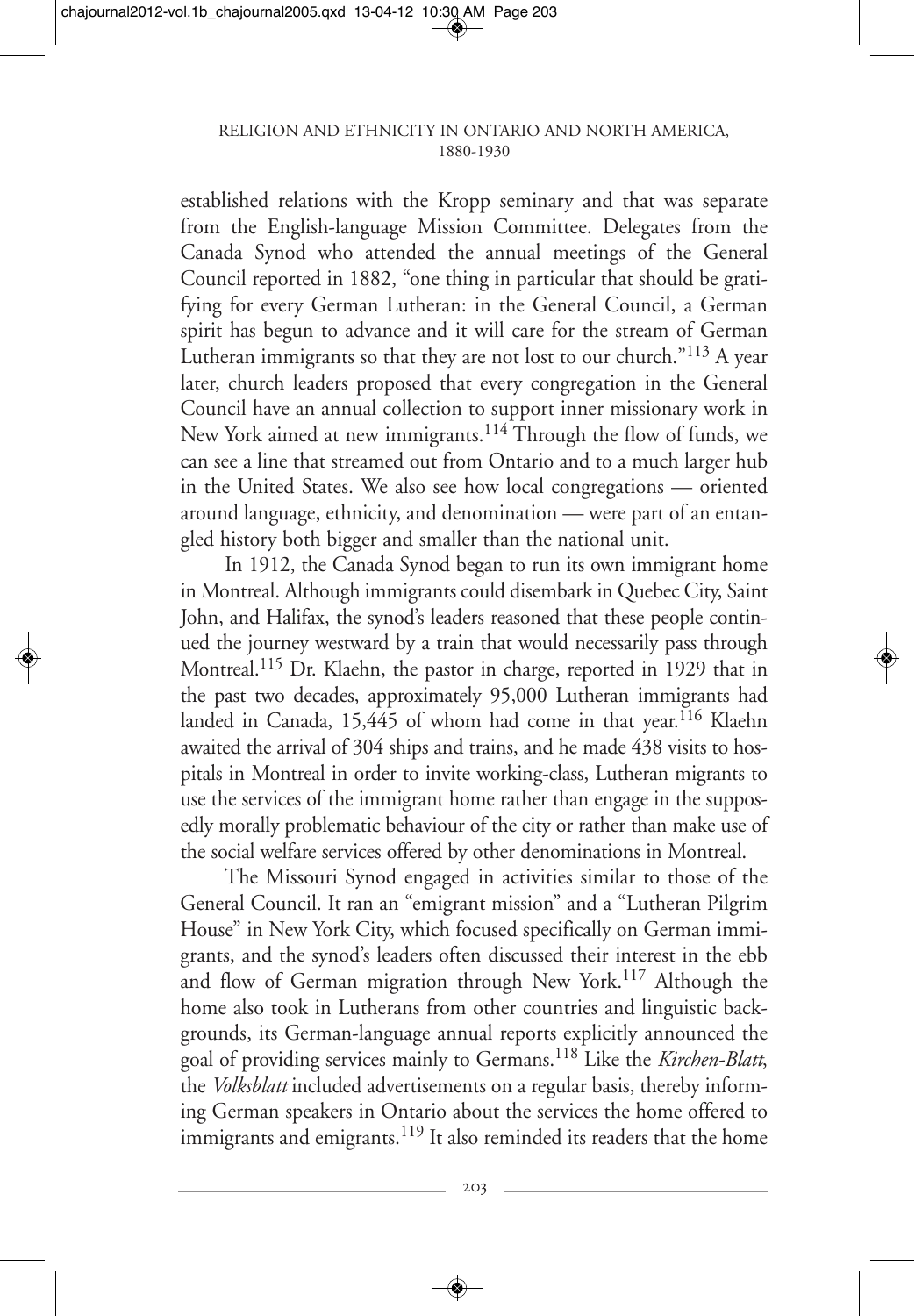established relations with the Kropp seminary and that was separate from the English-language Mission Committee. Delegates from the Canada Synod who attended the annual meetings of the General Council reported in 1882, "one thing in particular that should be gratifying for every German Lutheran: in the General Council, a German spirit has begun to advance and it will care for the stream of German Lutheran immigrants so that they are not lost to our church."[113] A year later, church leaders proposed that every congregation in the General Council have an annual collection to support inner missionary work in New York aimed at new immigrants.[114] Through the flow of funds, we can see a line that streamed out from Ontario and to a much larger hub in the United States. We also see how local congregations — oriented around language, ethnicity, and denomination — were part of an entangled history both bigger and smaller than the national unit.

In 1912, the Canada Synod began to run its own immigrant home in Montreal. Although immigrants could disembark in Quebec City, Saint John, and Halifax, the synod's leaders reasoned that these people continued the journey westward by a train that would necessarily pass through Montreal.[115] Dr. Klaehn, the pastor in charge, reported in 1929 that in the past two decades, approximately 95,000 Lutheran immigrants had landed in Canada, 15,445 of whom had come in that year.[116] Klaehn awaited the arrival of 304 ships and trains, and he made 438 visits to hospitals in Montreal in order to invite working-class, Lutheran migrants to use the services of the immigrant home rather than engage in the supposedly morally problematic behaviour of the city or rather than make use of the social welfare services offered by other denominations in Montreal.

The Missouri Synod engaged in activities similar to those of the General Council. It ran an "emigrant mission" and a "Lutheran Pilgrim House" in New York City, which focused specifically on German immigrants, and the synod's leaders often discussed their interest in the ebb and flow of German migration through New York.[117] Although the home also took in Lutherans from other countries and linguistic backgrounds, its German-language annual reports explicitly announced the goal of providing services mainly to Germans.[118] Like the *Kirchen-Blatt*, the *Volksblatt* included advertisements on a regular basis, thereby informing German speakers in Ontario about the services the home offered to immigrants and emigrants.[119] It also reminded its readers that the home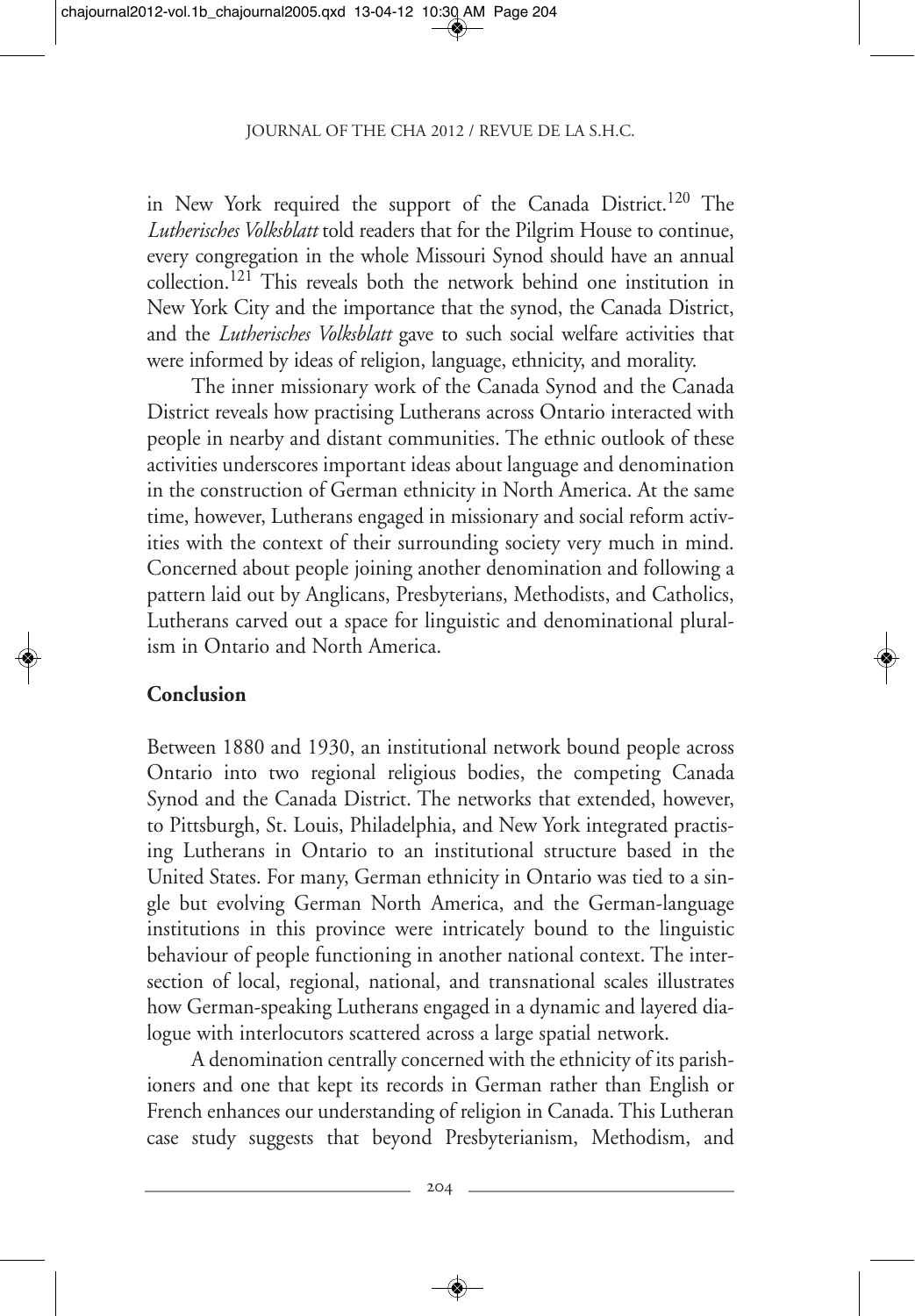in New York required the support of the Canada District.[120] The *Lutherisches Volksblatt* told readers that for the Pilgrim House to continue, every congregation in the whole Missouri Synod should have an annual collection.[121] This reveals both the network behind one institution in New York City and the importance that the synod, the Canada District, and the *Lutherisches Volksblatt* gave to such social welfare activities that were informed by ideas of religion, language, ethnicity, and morality.

The inner missionary work of the Canada Synod and the Canada District reveals how practising Lutherans across Ontario interacted with people in nearby and distant communities. The ethnic outlook of these activities underscores important ideas about language and denomination in the construction of German ethnicity in North America. At the same time, however, Lutherans engaged in missionary and social reform activities with the context of their surrounding society very much in mind. Concerned about people joining another denomination and following a pattern laid out by Anglicans, Presbyterians, Methodists, and Catholics, Lutherans carved out a space for linguistic and denominational pluralism in Ontario and North America.

## Conclusion

Between 1880 and 1930, an institutional network bound people across Ontario into two regional religious bodies, the competing Canada Synod and the Canada District. The networks that extended, however, to Pittsburgh, St. Louis, Philadelphia, and New York integrated practising Lutherans in Ontario to an institutional structure based in the United States. For many, German ethnicity in Ontario was tied to a single but evolving German North America, and the German-language institutions in this province were intricately bound to the linguistic behaviour of people functioning in another national context. The intersection of local, regional, national, and transnational scales illustrates how German-speaking Lutherans engaged in a dynamic and layered dialogue with interlocutors scattered across a large spatial network.

A denomination centrally concerned with the ethnicity of its parishioners and one that kept its records in German rather than English or French enhances our understanding of religion in Canada. This Lutheran case study suggests that beyond Presbyterianism, Methodism, and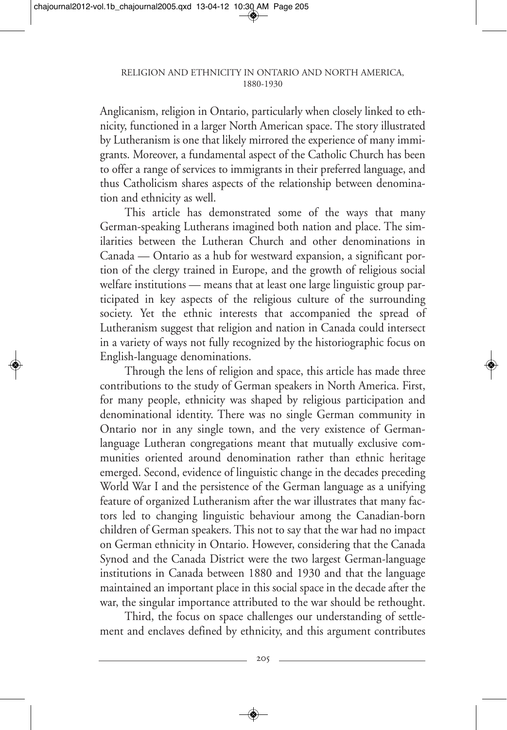Anglicanism, religion in Ontario, particularly when closely linked to ethnicity, functioned in a larger North American space. The story illustrated by Lutheranism is one that likely mirrored the experience of many immigrants. Moreover, a fundamental aspect of the Catholic Church has been to offer a range of services to immigrants in their preferred language, and thus Catholicism shares aspects of the relationship between denomination and ethnicity as well.

This article has demonstrated some of the ways that many German-speaking Lutherans imagined both nation and place. The similarities between the Lutheran Church and other denominations in Canada — Ontario as a hub for westward expansion, a significant portion of the clergy trained in Europe, and the growth of religious social welfare institutions — means that at least one large linguistic group participated in key aspects of the religious culture of the surrounding society. Yet the ethnic interests that accompanied the spread of Lutheranism suggest that religion and nation in Canada could intersect in a variety of ways not fully recognized by the historiographic focus on English-language denominations.

Through the lens of religion and space, this article has made three contributions to the study of German speakers in North America. First, for many people, ethnicity was shaped by religious participation and denominational identity. There was no single German community in Ontario nor in any single town, and the very existence of German-language Lutheran congregations meant that mutually exclusive communities oriented around denomination rather than ethnic heritage emerged. Second, evidence of linguistic change in the decades preceding World War I and the persistence of the German language as a unifying feature of organized Lutheranism after the war illustrates that many factors led to changing linguistic behaviour among the Canadian-born children of German speakers. This not to say that the war had no impact on German ethnicity in Ontario. However, considering that the Canada Synod and the Canada District were the two largest German-language institutions in Canada between 1880 and 1930 and that the language maintained an important place in this social space in the decade after the war, the singular importance attributed to the war should be rethought.

Third, the focus on space challenges our understanding of settlement and enclaves defined by ethnicity, and this argument contributes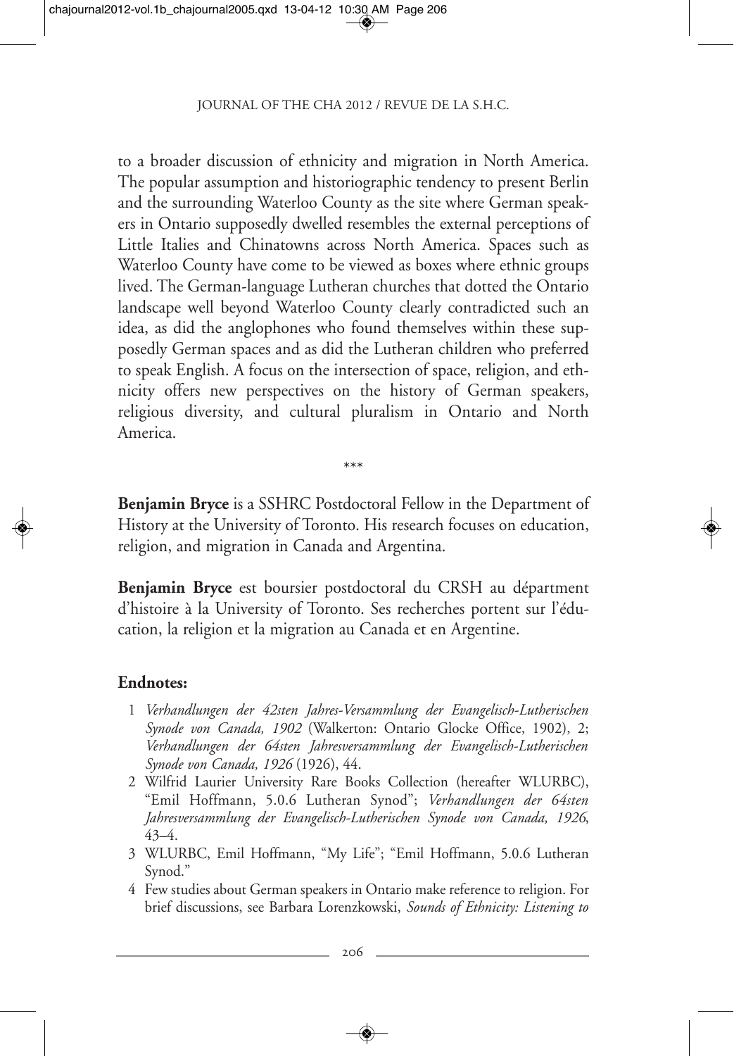to a broader discussion of ethnicity and migration in North America. The popular assumption and historiographic tendency to present Berlin and the surrounding Waterloo County as the site where German speakers in Ontario supposedly dwelled resembles the external perceptions of Little Italies and Chinatowns across North America. Spaces such as Waterloo County have come to be viewed as boxes where ethnic groups lived. The German-language Lutheran churches that dotted the Ontario landscape well beyond Waterloo County clearly contradicted such an idea, as did the anglophones who found themselves within these supposedly German spaces and as did the Lutheran children who preferred to speak English. A focus on the intersection of space, religion, and ethnicity offers new perspectives on the history of German speakers, religious diversity, and cultural pluralism in Ontario and North America.

\*\*\*

**Benjamin Bryce** is a SSHRC Postdoctoral Fellow in the Department of History at the University of Toronto. His research focuses on education, religion, and migration in Canada and Argentina.

**Benjamin Bryce** est boursier postdoctoral du CRSH au départment d'histoire à la University of Toronto. Ses recherches portent sur l'éducation, la religion et la migration au Canada et en Argentine.

## Endnotes:

1 *Verhandlungen der 42sten Jahres-Versammlung der Evangelisch-Lutherischen Synode von Canada, 1902* (Walkerton: Ontario Glocke Office, 1902), 2; *Verhandlungen der 64sten Jahresversammlung der Evangelisch-Lutherischen Synode von Canada, 1926* (1926), 44.

2 Wilfrid Laurier University Rare Books Collection (hereafter WLURBC), "Emil Hoffmann, 5.0.6 Lutheran Synod"; *Verhandlungen der 64sten Jahresversammlung der Evangelisch-Lutherischen Synode von Canada, 1926*, 43–4.

3 WLURBC, Emil Hoffmann, "My Life"; "Emil Hoffmann, 5.0.6 Lutheran Synod."

4 Few studies about German speakers in Ontario make reference to religion. For brief discussions, see Barbara Lorenzkowski, *Sounds of Ethnicity: Listening to*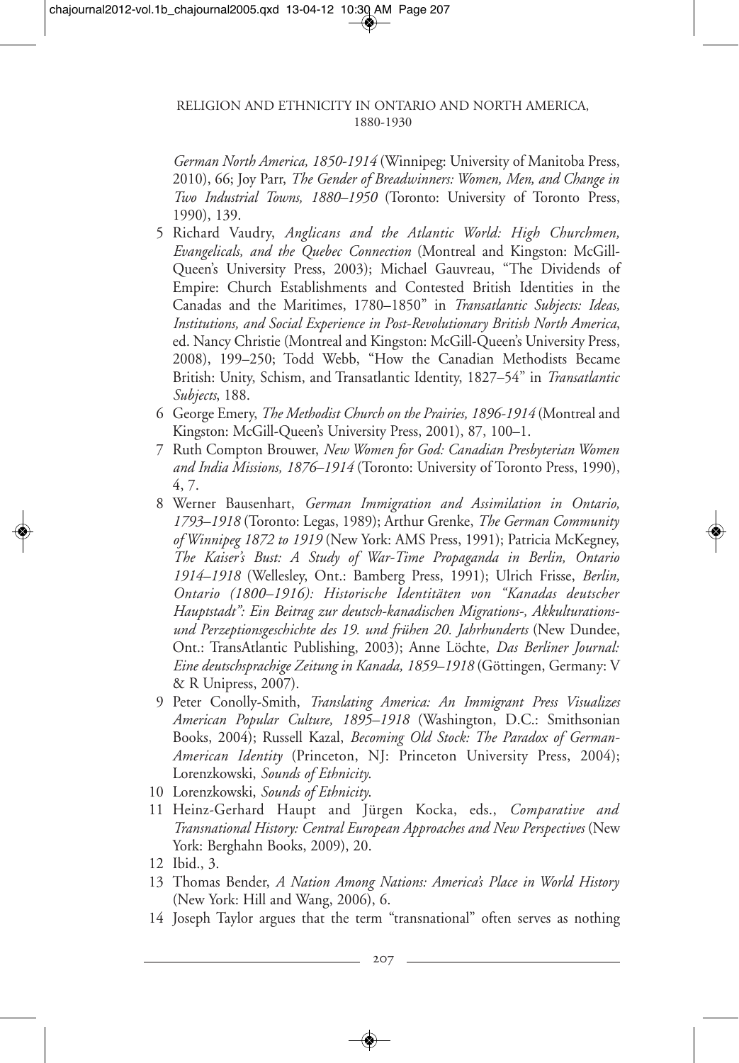*German North America, 1850-1914* (Winnipeg: University of Manitoba Press, 2010), 66; Joy Parr, *The Gender of Breadwinners: Women, Men, and Change in Two Industrial Towns, 1880–1950* (Toronto: University of Toronto Press, 1990), 139.

5 Richard Vaudry, *Anglicans and the Atlantic World: High Churchmen, Evangelicals, and the Quebec Connection* (Montreal and Kingston: McGill-Queen's University Press, 2003); Michael Gauvreau, "The Dividends of Empire: Church Establishments and Contested British Identities in the Canadas and the Maritimes, 1780–1850" in *Transatlantic Subjects: Ideas, Institutions, and Social Experience in Post-Revolutionary British North America*, ed. Nancy Christie (Montreal and Kingston: McGill-Queen's University Press, 2008), 199–250; Todd Webb, "How the Canadian Methodists Became British: Unity, Schism, and Transatlantic Identity, 1827–54" in *Transatlantic Subjects*, 188.

6 George Emery, *The Methodist Church on the Prairies, 1896-1914* (Montreal and Kingston: McGill-Queen's University Press, 2001), 87, 100–1.

7 Ruth Compton Brouwer, *New Women for God: Canadian Presbyterian Women and India Missions, 1876–1914* (Toronto: University of Toronto Press, 1990), 4, 7.

8 Werner Bausenhart, *German Immigration and Assimilation in Ontario, 1793–1918* (Toronto: Legas, 1989); Arthur Grenke, *The German Community of Winnipeg 1872 to 1919* (New York: AMS Press, 1991); Patricia McKegney, *The Kaiser's Bust: A Study of War-Time Propaganda in Berlin, Ontario 1914–1918* (Wellesley, Ont.: Bamberg Press, 1991); Ulrich Frisse, *Berlin, Ontario (1800–1916): Historische Identitäten von "Kanadas deutscher Hauptstadt": Ein Beitrag zur deutsch-kanadischen Migrations-, Akkulturations- und Perzeptionsgeschichte des 19. und frühen 20. Jahrhunderts* (New Dundee, Ont.: TransAtlantic Publishing, 2003); Anne Löchte, *Das Berliner Journal: Eine deutschsprachige Zeitung in Kanada, 1859–1918* (Göttingen, Germany: V & R Unipress, 2007).

9 Peter Conolly-Smith, *Translating America: An Immigrant Press Visualizes American Popular Culture, 1895–1918* (Washington, D.C.: Smithsonian Books, 2004); Russell Kazal, *Becoming Old Stock: The Paradox of German-American Identity* (Princeton, NJ: Princeton University Press, 2004); Lorenzkowski, *Sounds of Ethnicity*.

10 Lorenzkowski, *Sounds of Ethnicity*.

11 Heinz-Gerhard Haupt and Jürgen Kocka, eds., *Comparative and Transnational History: Central European Approaches and New Perspectives* (New York: Berghahn Books, 2009), 20.

12 Ibid., 3.

13 Thomas Bender, *A Nation Among Nations: America's Place in World History* (New York: Hill and Wang, 2006), 6.

14 Joseph Taylor argues that the term "transnational" often serves as nothing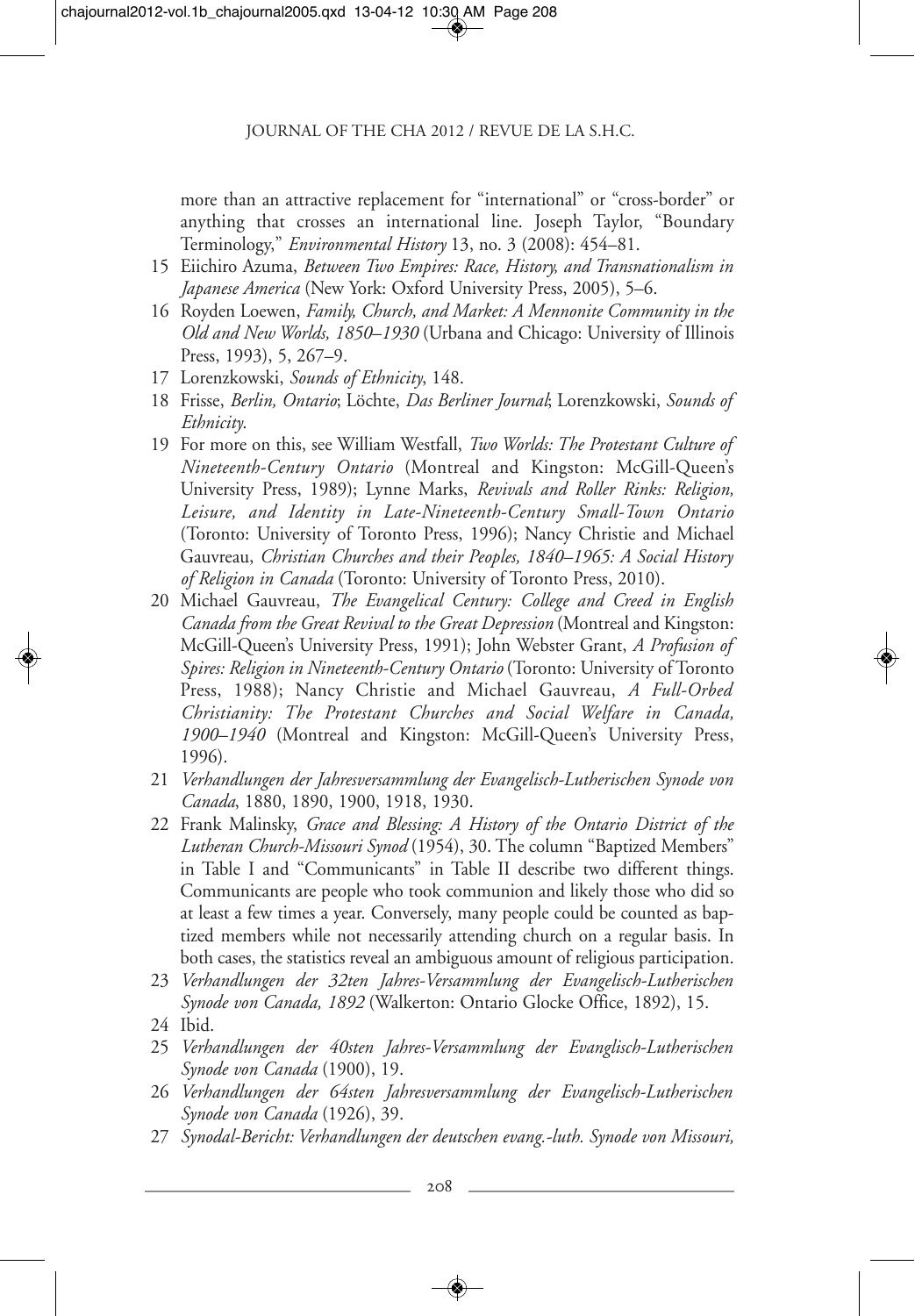more than an attractive replacement for "international" or "cross-border" or anything that crosses an international line. Joseph Taylor, "Boundary Terminology," *Environmental History* 13, no. 3 (2008): 454–81.

15 Eiichiro Azuma, *Between Two Empires: Race, History, and Transnationalism in Japanese America* (New York: Oxford University Press, 2005), 5–6.

16 Royden Loewen, *Family, Church, and Market: A Mennonite Community in the Old and New Worlds, 1850–1930* (Urbana and Chicago: University of Illinois Press, 1993), 5, 267–9.

17 Lorenzkowski, *Sounds of Ethnicity*, 148.

18 Frisse, *Berlin, Ontario*; Löchte, *Das Berliner Journal*; Lorenzkowski, *Sounds of Ethnicity*.

19 For more on this, see William Westfall, *Two Worlds: The Protestant Culture of Nineteenth-Century Ontario* (Montreal and Kingston: McGill-Queen's University Press, 1989); Lynne Marks, *Revivals and Roller Rinks: Religion, Leisure, and Identity in Late-Nineteenth-Century Small-Town Ontario* (Toronto: University of Toronto Press, 1996); Nancy Christie and Michael Gauvreau, *Christian Churches and their Peoples, 1840–1965: A Social History of Religion in Canada* (Toronto: University of Toronto Press, 2010).

20 Michael Gauvreau, *The Evangelical Century: College and Creed in English Canada from the Great Revival to the Great Depression* (Montreal and Kingston: McGill-Queen's University Press, 1991); John Webster Grant, *A Profusion of Spires: Religion in Nineteenth-Century Ontario* (Toronto: University of Toronto Press, 1988); Nancy Christie and Michael Gauvreau, *A Full-Orbed Christianity: The Protestant Churches and Social Welfare in Canada, 1900–1940* (Montreal and Kingston: McGill-Queen's University Press, 1996).

21 *Verhandlungen der Jahresversammlung der Evangelisch-Lutherischen Synode von Canada*, 1880, 1890, 1900, 1918, 1930.

22 Frank Malinsky, *Grace and Blessing: A History of the Ontario District of the Lutheran Church-Missouri Synod* (1954), 30. The column "Baptized Members" in Table I and "Communicants" in Table II describe two different things. Communicants are people who took communion and likely those who did so at least a few times a year. Conversely, many people could be counted as baptized members while not necessarily attending church on a regular basis. In both cases, the statistics reveal an ambiguous amount of religious participation.

23 *Verhandlungen der 32ten Jahres-Versammlung der Evangelisch-Lutherischen Synode von Canada, 1892* (Walkerton: Ontario Glocke Office, 1892), 15.

24 Ibid.

25 *Verhandlungen der 40sten Jahres-Versammlung der Evanglisch-Lutherischen Synode von Canada* (1900), 19.

26 *Verhandlungen der 64sten Jahresversammlung der Evangelisch-Lutherischen Synode von Canada* (1926), 39.

27 *Synodal-Bericht: Verhandlungen der deutschen evang.-luth. Synode von Missouri,*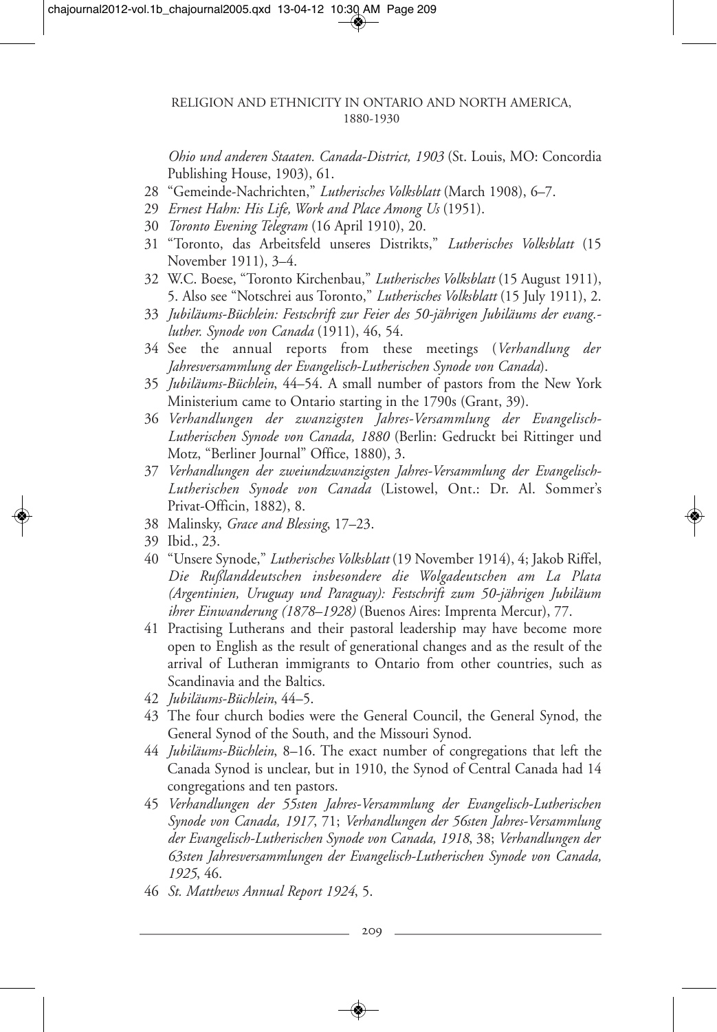*Ohio und anderen Staaten. Canada-District, 1903* (St. Louis, MO: Concordia Publishing House, 1903), 61.

28 "Gemeinde-Nachrichten," *Lutherisches Volksblatt* (March 1908), 6–7.

29 *Ernest Hahn: His Life, Work and Place Among Us* (1951).

30 *Toronto Evening Telegram* (16 April 1910), 20.

31 "Toronto, das Arbeitsfeld unseres Distrikts," *Lutherisches Volksblatt* (15 November 1911), 3–4.

32 W.C. Boese, "Toronto Kirchenbau," *Lutherisches Volksblatt* (15 August 1911), 5. Also see "Notschrei aus Toronto," *Lutherisches Volksblatt* (15 July 1911), 2.

33 *Jubiläums-Büchlein: Festschrift zur Feier des 50-jährigen Jubiläums der evang.-luther. Synode von Canada* (1911), 46, 54.

34 See the annual reports from these meetings (*Verhandlung der Jahresversammlung der Evangelisch-Lutherischen Synode von Canada*).

35 *Jubiläums-Büchlein*, 44–54. A small number of pastors from the New York Ministerium came to Ontario starting in the 1790s (Grant, 39).

36 *Verhandlungen der zwanzigsten Jahres-Versammlung der Evangelisch-Lutherischen Synode von Canada, 1880* (Berlin: Gedruckt bei Rittinger und Motz, "Berliner Journal" Office, 1880), 3.

37 *Verhandlungen der zweiundzwanzigsten Jahres-Versammlung der Evangelisch-Lutherischen Synode von Canada* (Listowel, Ont.: Dr. Al. Sommer's Privat-Officin, 1882), 8.

38 Malinsky, *Grace and Blessing*, 17–23.

39 Ibid., 23.

40 "Unsere Synode," *Lutherisches Volksblatt* (19 November 1914), 4; Jakob Riffel, *Die Rußlanddeutschen insbesondere die Wolgadeutschen am La Plata (Argentinien, Uruguay und Paraguay): Festschrift zum 50-jährigen Jubiläum ihrer Einwanderung (1878–1928)* (Buenos Aires: Imprenta Mercur), 77.

41 Practising Lutherans and their pastoral leadership may have become more open to English as the result of generational changes and as the result of the arrival of Lutheran immigrants to Ontario from other countries, such as Scandinavia and the Baltics.

42 *Jubiläums-Büchlein*, 44–5.

43 The four church bodies were the General Council, the General Synod, the General Synod of the South, and the Missouri Synod.

44 *Jubiläums-Büchlein*, 8–16. The exact number of congregations that left the Canada Synod is unclear, but in 1910, the Synod of Central Canada had 14 congregations and ten pastors.

45 *Verhandlungen der 55sten Jahres-Versammlung der Evangelisch-Lutherischen Synode von Canada, 1917*, 71; *Verhandlungen der 56sten Jahres-Versammlung der Evangelisch-Lutherischen Synode von Canada, 1918*, 38; *Verhandlungen der 63sten Jahresversammlungen der Evangelisch-Lutherischen Synode von Canada, 1925*, 46.

46 *St. Matthews Annual Report 1924*, 5.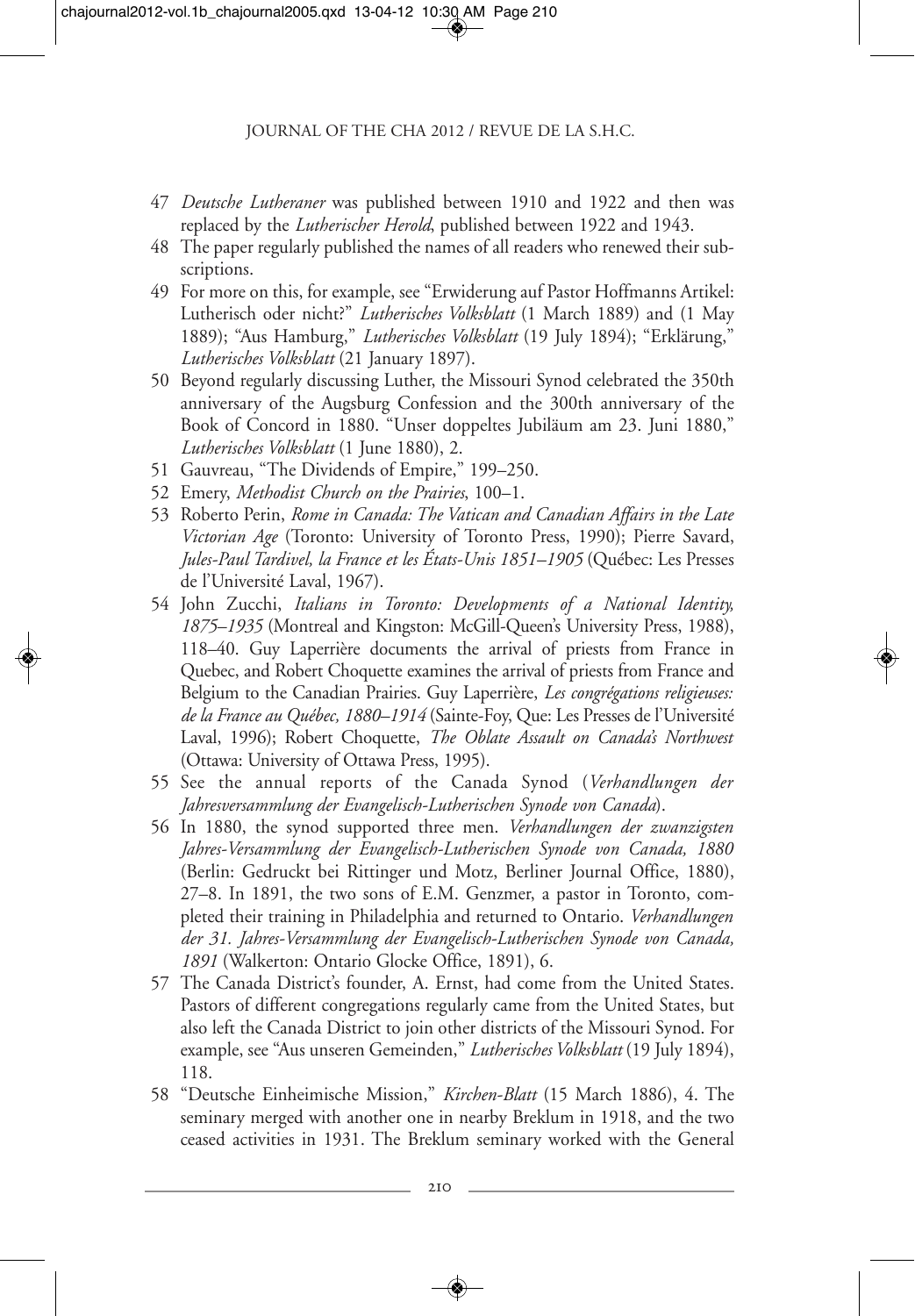47 *Deutsche Lutheraner* was published between 1910 and 1922 and then was replaced by the *Lutherischer Herold*, published between 1922 and 1943.

48 The paper regularly published the names of all readers who renewed their subscriptions.

49 For more on this, for example, see "Erwiderung auf Pastor Hoffmanns Artikel: Lutherisch oder nicht?" *Lutherisches Volksblatt* (1 March 1889) and (1 May 1889); "Aus Hamburg," *Lutherisches Volksblatt* (19 July 1894); "Erklärung," *Lutherisches Volksblatt* (21 January 1897).

50 Beyond regularly discussing Luther, the Missouri Synod celebrated the 350th anniversary of the Augsburg Confession and the 300th anniversary of the Book of Concord in 1880. "Unser doppeltes Jubiläum am 23. Juni 1880," *Lutherisches Volksblatt* (1 June 1880), 2.

51 Gauvreau, "The Dividends of Empire," 199–250.

52 Emery, *Methodist Church on the Prairies*, 100–1.

53 Roberto Perin, *Rome in Canada: The Vatican and Canadian Affairs in the Late Victorian Age* (Toronto: University of Toronto Press, 1990); Pierre Savard, *Jules-Paul Tardivel, la France et les États-Unis 1851–1905* (Québec: Les Presses de l'Université Laval, 1967).

54 John Zucchi, *Italians in Toronto: Developments of a National Identity, 1875–1935* (Montreal and Kingston: McGill-Queen's University Press, 1988), 118–40. Guy Laperrière documents the arrival of priests from France in Quebec, and Robert Choquette examines the arrival of priests from France and Belgium to the Canadian Prairies. Guy Laperrière, *Les congrégations religieuses: de la France au Québec, 1880–1914* (Sainte-Foy, Que: Les Presses de l'Université Laval, 1996); Robert Choquette, *The Oblate Assault on Canada's Northwest* (Ottawa: University of Ottawa Press, 1995).

55 See the annual reports of the Canada Synod (*Verhandlungen der Jahresversammlung der Evangelisch-Lutherischen Synode von Canada*).

56 In 1880, the synod supported three men. *Verhandlungen der zwanzigsten Jahres-Versammlung der Evangelisch-Lutherischen Synode von Canada, 1880* (Berlin: Gedruckt bei Rittinger und Motz, Berliner Journal Office, 1880), 27–8. In 1891, the two sons of E.M. Genzmer, a pastor in Toronto, completed their training in Philadelphia and returned to Ontario. *Verhandlungen der 31. Jahres-Versammlung der Evangelisch-Lutherischen Synode von Canada, 1891* (Walkerton: Ontario Glocke Office, 1891), 6.

57 The Canada District's founder, A. Ernst, had come from the United States. Pastors of different congregations regularly came from the United States, but also left the Canada District to join other districts of the Missouri Synod. For example, see "Aus unseren Gemeinden," *Lutherisches Volksblatt* (19 July 1894), 118.

58 "Deutsche Einheimische Mission," *Kirchen-Blatt* (15 March 1886), 4. The seminary merged with another one in nearby Breklum in 1918, and the two ceased activities in 1931. The Breklum seminary worked with the General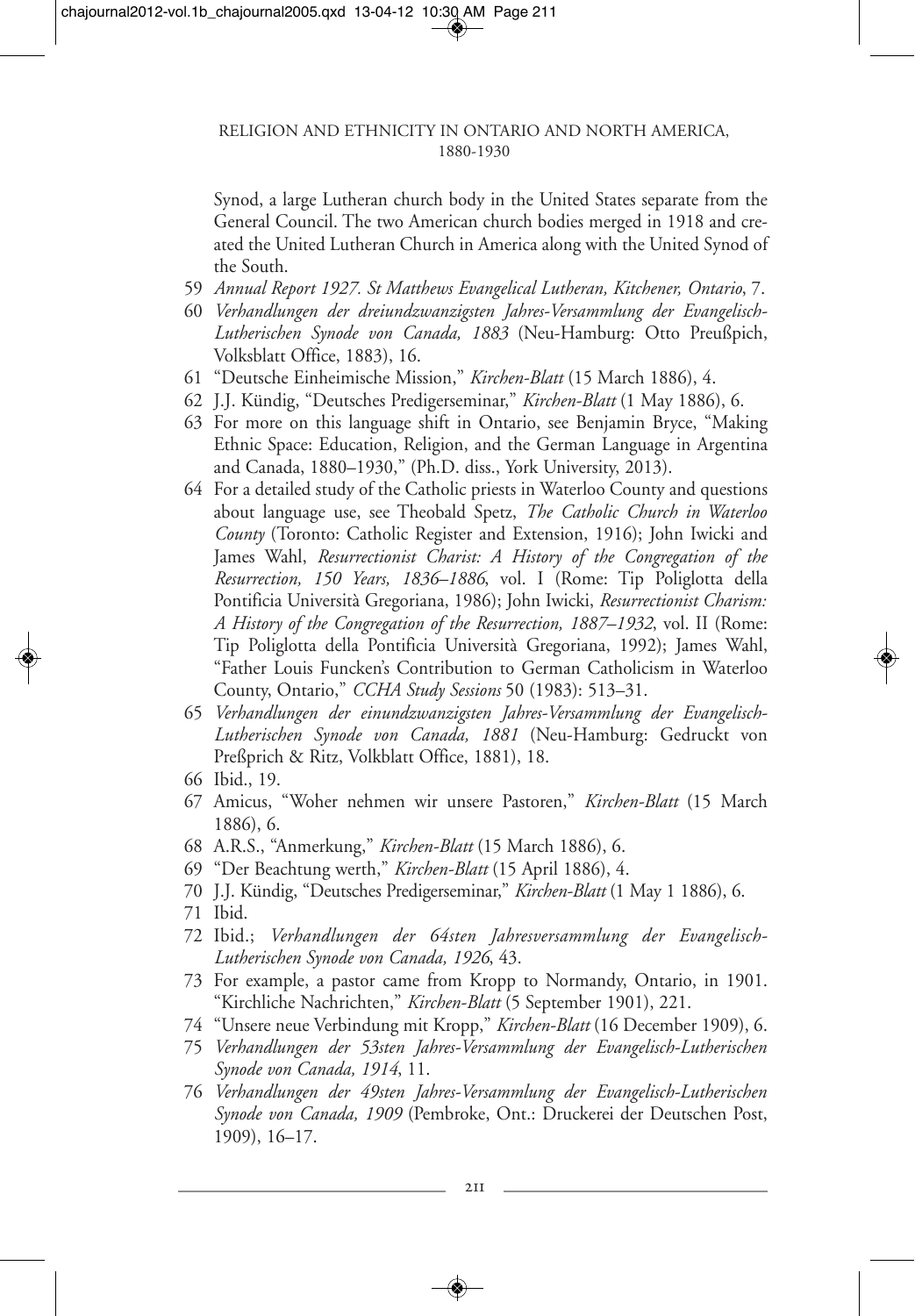Synod, a large Lutheran church body in the United States separate from the General Council. The two American church bodies merged in 1918 and created the United Lutheran Church in America along with the United Synod of the South.

59 *Annual Report 1927. St Matthews Evangelical Lutheran, Kitchener, Ontario*, 7.

60 *Verhandlungen der dreiundzwanzigsten Jahres-Versammlung der Evangelisch-Lutherischen Synode von Canada, 1883* (Neu-Hamburg: Otto Preußpich, Volksblatt Office, 1883), 16.

61 "Deutsche Einheimische Mission," *Kirchen-Blatt* (15 March 1886), 4.

62 J.J. Kündig, "Deutsches Predigerseminar," *Kirchen-Blatt* (1 May 1886), 6.

63 For more on this language shift in Ontario, see Benjamin Bryce, "Making Ethnic Space: Education, Religion, and the German Language in Argentina and Canada, 1880–1930," (Ph.D. diss., York University, 2013).

64 For a detailed study of the Catholic priests in Waterloo County and questions about language use, see Theobald Spetz, *The Catholic Church in Waterloo County* (Toronto: Catholic Register and Extension, 1916); John Iwicki and James Wahl, *Resurrectionist Charist: A History of the Congregation of the Resurrection, 150 Years, 1836–1886*, vol. I (Rome: Tip Poliglotta della Pontificia Università Gregoriana, 1986); John Iwicki, *Resurrectionist Charism: A History of the Congregation of the Resurrection, 1887–1932*, vol. II (Rome: Tip Poliglotta della Pontificia Università Gregoriana, 1992); James Wahl, "Father Louis Funcken's Contribution to German Catholicism in Waterloo County, Ontario," *CCHA Study Sessions* 50 (1983): 513–31.

65 *Verhandlungen der einundzwanzigsten Jahres-Versammlung der Evangelisch-Lutherischen Synode von Canada, 1881* (Neu-Hamburg: Gedruckt von Preßprich & Ritz, Volkblatt Office, 1881), 18.

66 Ibid., 19.

67 Amicus, "Woher nehmen wir unsere Pastoren," *Kirchen-Blatt* (15 March 1886), 6.

68 A.R.S., "Anmerkung," *Kirchen-Blatt* (15 March 1886), 6.

69 "Der Beachtung werth," *Kirchen-Blatt* (15 April 1886), 4.

70 J.J. Kündig, "Deutsches Predigerseminar," *Kirchen-Blatt* (1 May 1 1886), 6.

71 Ibid.

72 Ibid.; *Verhandlungen der 64sten Jahresversammlung der Evangelisch-Lutherischen Synode von Canada, 1926*, 43.

73 For example, a pastor came from Kropp to Normandy, Ontario, in 1901. "Kirchliche Nachrichten," *Kirchen-Blatt* (5 September 1901), 221.

74 "Unsere neue Verbindung mit Kropp," *Kirchen-Blatt* (16 December 1909), 6.

75 *Verhandlungen der 53sten Jahres-Versammlung der Evangelisch-Lutherischen Synode von Canada, 1914*, 11.

76 *Verhandlungen der 49sten Jahres-Versammlung der Evangelisch-Lutherischen Synode von Canada, 1909* (Pembroke, Ont.: Druckerei der Deutschen Post, 1909), 16–17.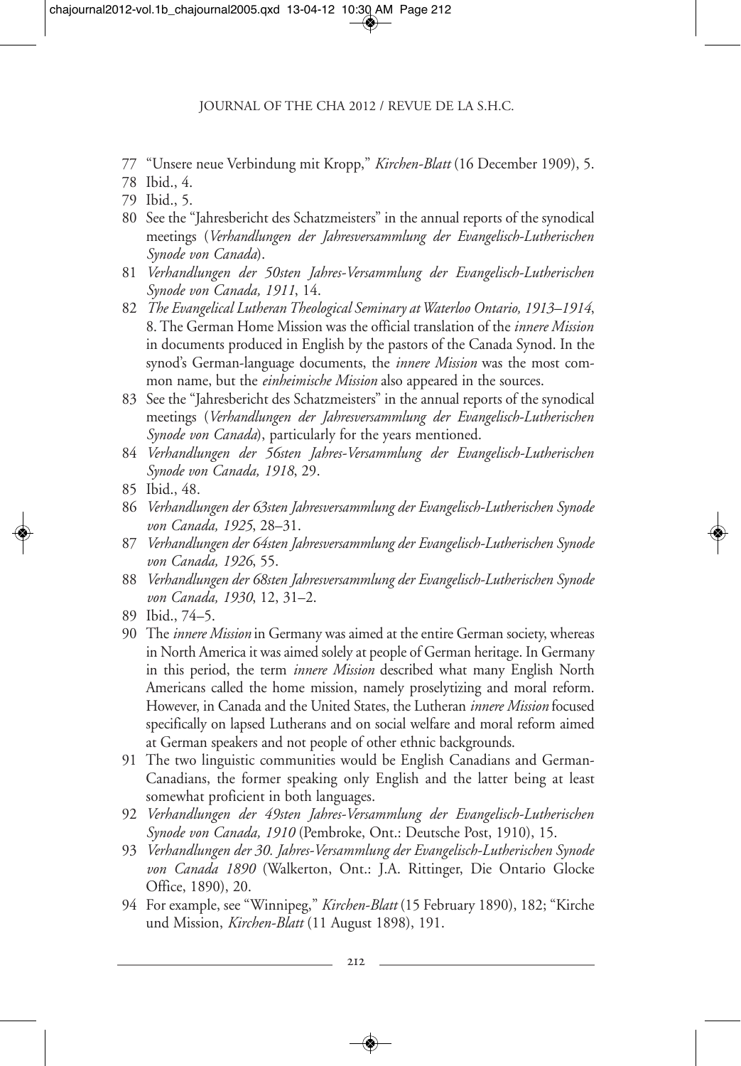77 "Unsere neue Verbindung mit Kropp," *Kirchen-Blatt* (16 December 1909), 5.

78 Ibid., 4.

79 Ibid., 5.

80 See the "Jahresbericht des Schatzmeisters" in the annual reports of the synodical meetings (*Verhandlungen der Jahresversammlung der Evangelisch-Lutherischen Synode von Canada*).

81 *Verhandlungen der 50sten Jahres-Versammlung der Evangelisch-Lutherischen Synode von Canada, 1911*, 14.

82 *The Evangelical Lutheran Theological Seminary at Waterloo Ontario, 1913–1914*, 8. The German Home Mission was the official translation of the *innere Mission* in documents produced in English by the pastors of the Canada Synod. In the synod's German-language documents, the *innere Mission* was the most common name, but the *einheimische Mission* also appeared in the sources.

83 See the "Jahresbericht des Schatzmeisters" in the annual reports of the synodical meetings (*Verhandlungen der Jahresversammlung der Evangelisch-Lutherischen Synode von Canada*), particularly for the years mentioned.

84 *Verhandlungen der 56sten Jahres-Versammlung der Evangelisch-Lutherischen Synode von Canada, 1918*, 29.

85 Ibid., 48.

86 *Verhandlungen der 63sten Jahresversammlung der Evangelisch-Lutherischen Synode von Canada, 1925*, 28–31.

87 *Verhandlungen der 64sten Jahresversammlung der Evangelisch-Lutherischen Synode von Canada, 1926*, 55.

88 *Verhandlungen der 68sten Jahresversammlung der Evangelisch-Lutherischen Synode von Canada, 1930*, 12, 31–2.

89 Ibid., 74–5.

90 The *innere Mission* in Germany was aimed at the entire German society, whereas in North America it was aimed solely at people of German heritage. In Germany in this period, the term *innere Mission* described what many English North Americans called the home mission, namely proselytizing and moral reform. However, in Canada and the United States, the Lutheran *innere Mission* focused specifically on lapsed Lutherans and on social welfare and moral reform aimed at German speakers and not people of other ethnic backgrounds.

91 The two linguistic communities would be English Canadians and German-Canadians, the former speaking only English and the latter being at least somewhat proficient in both languages.

92 *Verhandlungen der 49sten Jahres-Versammlung der Evangelisch-Lutherischen Synode von Canada, 1910* (Pembroke, Ont.: Deutsche Post, 1910), 15.

93 *Verhandlungen der 30. Jahres-Versammlung der Evangelisch-Lutherischen Synode von Canada 1890* (Walkerton, Ont.: J.A. Rittinger, Die Ontario Glocke Office, 1890), 20.

94 For example, see "Winnipeg," *Kirchen-Blatt* (15 February 1890), 182; "Kirche und Mission, *Kirchen-Blatt* (11 August 1898), 191.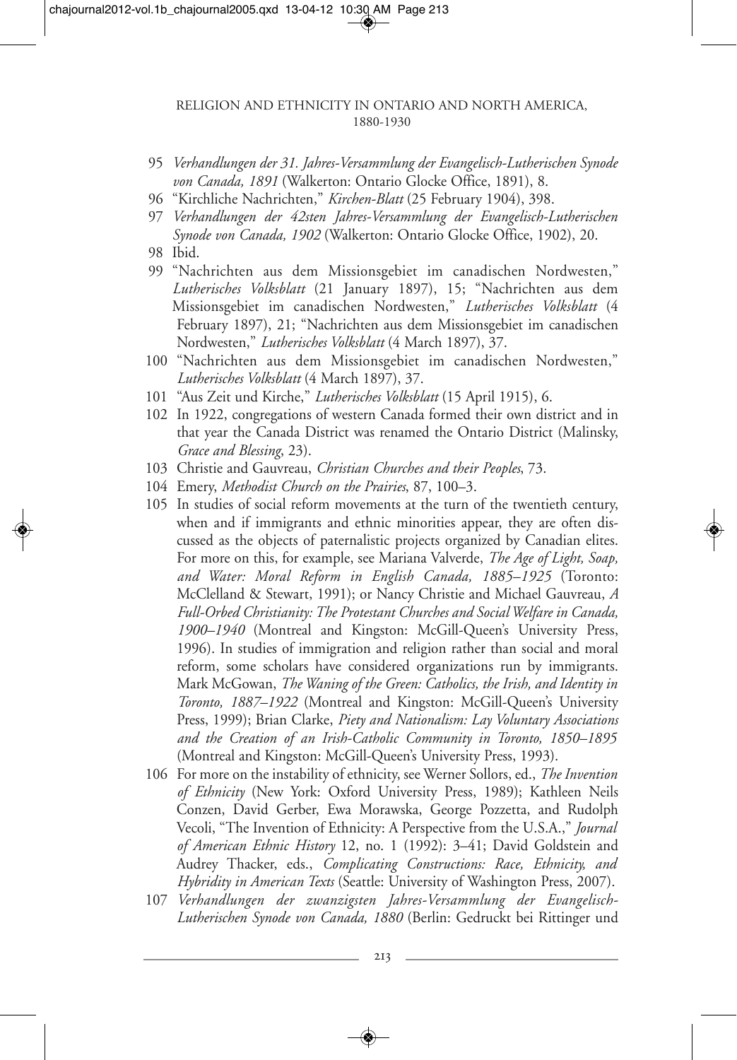95 *Verhandlungen der 31. Jahres-Versammlung der Evangelisch-Lutherischen Synode von Canada, 1891* (Walkerton: Ontario Glocke Office, 1891), 8.

96 "Kirchliche Nachrichten," *Kirchen-Blatt* (25 February 1904), 398.

97 *Verhandlungen der 42sten Jahres-Versammlung der Evangelisch-Lutherischen Synode von Canada, 1902* (Walkerton: Ontario Glocke Office, 1902), 20.

98 Ibid.

99 "Nachrichten aus dem Missionsgebiet im canadischen Nordwesten," *Lutherisches Volksblatt* (21 January 1897), 15; "Nachrichten aus dem Missionsgebiet im canadischen Nordwesten," *Lutherisches Volksblatt* (4 February 1897), 21; "Nachrichten aus dem Missionsgebiet im canadischen Nordwesten," *Lutherisches Volksblatt* (4 March 1897), 37.

100 "Nachrichten aus dem Missionsgebiet im canadischen Nordwesten," *Lutherisches Volksblatt* (4 March 1897), 37.

101 "Aus Zeit und Kirche," *Lutherisches Volksblatt* (15 April 1915), 6.

102 In 1922, congregations of western Canada formed their own district and in that year the Canada District was renamed the Ontario District (Malinsky, *Grace and Blessing*, 23).

103 Christie and Gauvreau, *Christian Churches and their Peoples*, 73.

104 Emery, *Methodist Church on the Prairies*, 87, 100–3.

105 In studies of social reform movements at the turn of the twentieth century, when and if immigrants and ethnic minorities appear, they are often discussed as the objects of paternalistic projects organized by Canadian elites. For more on this, for example, see Mariana Valverde, *The Age of Light, Soap, and Water: Moral Reform in English Canada, 1885–1925* (Toronto: McClelland & Stewart, 1991); or Nancy Christie and Michael Gauvreau, *A Full-Orbed Christianity: The Protestant Churches and Social Welfare in Canada, 1900–1940* (Montreal and Kingston: McGill-Queen's University Press, 1996). In studies of immigration and religion rather than social and moral reform, some scholars have considered organizations run by immigrants. Mark McGowan, *The Waning of the Green: Catholics, the Irish, and Identity in Toronto, 1887–1922* (Montreal and Kingston: McGill-Queen's University Press, 1999); Brian Clarke, *Piety and Nationalism: Lay Voluntary Associations and the Creation of an Irish-Catholic Community in Toronto, 1850–1895* (Montreal and Kingston: McGill-Queen's University Press, 1993).

106 For more on the instability of ethnicity, see Werner Sollors, ed., *The Invention of Ethnicity* (New York: Oxford University Press, 1989); Kathleen Neils Conzen, David Gerber, Ewa Morawska, George Pozzetta, and Rudolph Vecoli, "The Invention of Ethnicity: A Perspective from the U.S.A.," *Journal of American Ethnic History* 12, no. 1 (1992): 3–41; David Goldstein and Audrey Thacker, eds., *Complicating Constructions: Race, Ethnicity, and Hybridity in American Texts* (Seattle: University of Washington Press, 2007).

107 *Verhandlungen der zwanzigsten Jahres-Versammlung der Evangelisch-Lutherischen Synode von Canada, 1880* (Berlin: Gedruckt bei Rittinger und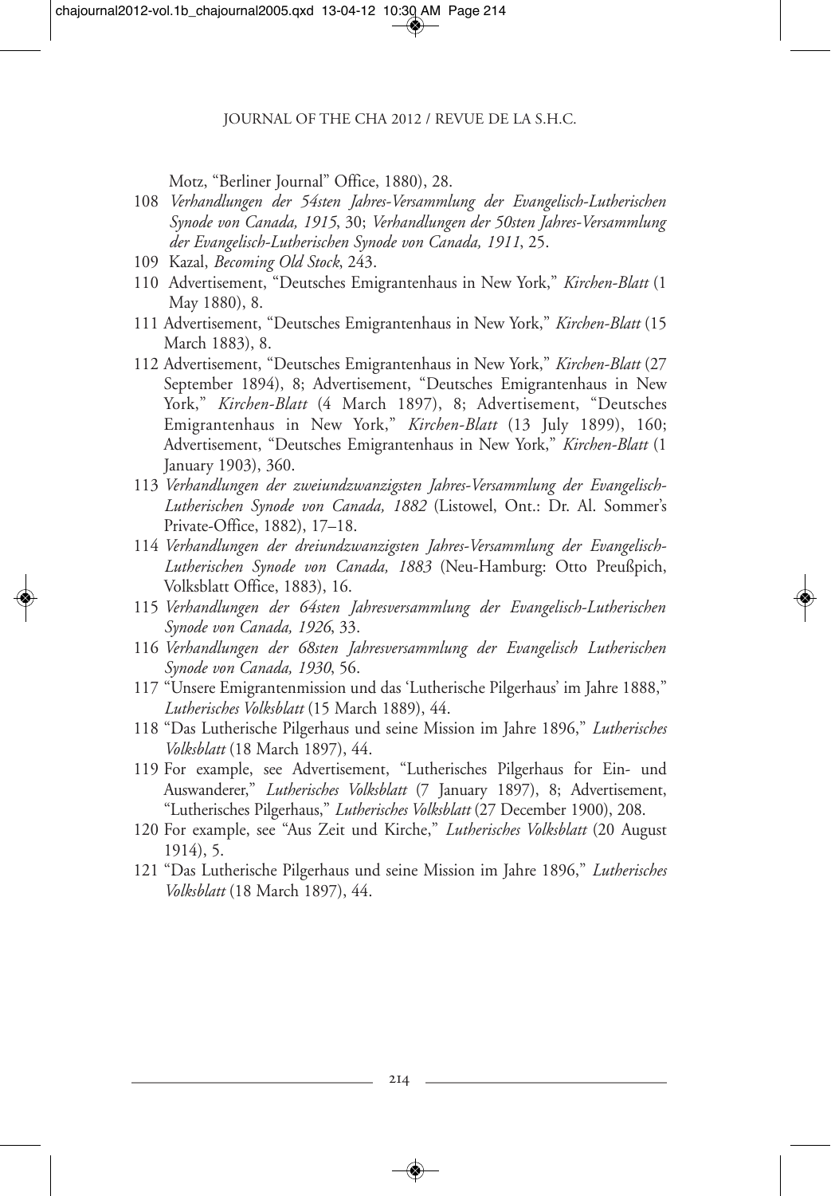Motz, "Berliner Journal" Office, 1880), 28.

108 *Verhandlungen der 54sten Jahres-Versammlung der Evangelisch-Lutherischen Synode von Canada, 1915*, 30; *Verhandlungen der 50sten Jahres-Versammlung der Evangelisch-Lutherischen Synode von Canada, 1911*, 25.

109 Kazal, *Becoming Old Stock*, 243.

110 Advertisement, "Deutsches Emigrantenhaus in New York," *Kirchen-Blatt* (1 May 1880), 8.

111 Advertisement, "Deutsches Emigrantenhaus in New York," *Kirchen-Blatt* (15 March 1883), 8.

112 Advertisement, "Deutsches Emigrantenhaus in New York," *Kirchen-Blatt* (27 September 1894), 8; Advertisement, "Deutsches Emigrantenhaus in New York," *Kirchen-Blatt* (4 March 1897), 8; Advertisement, "Deutsches Emigrantenhaus in New York," *Kirchen-Blatt* (13 July 1899), 160; Advertisement, "Deutsches Emigrantenhaus in New York," *Kirchen-Blatt* (1 January 1903), 360.

113 *Verhandlungen der zweiundzwanzigsten Jahres-Versammlung der Evangelisch-Lutherischen Synode von Canada, 1882* (Listowel, Ont.: Dr. Al. Sommer's Private-Office, 1882), 17–18.

114 *Verhandlungen der dreiundzwanzigsten Jahres-Versammlung der Evangelisch-Lutherischen Synode von Canada, 1883* (Neu-Hamburg: Otto Preußpich, Volksblatt Office, 1883), 16.

115 *Verhandlungen der 64sten Jahresversammlung der Evangelisch-Lutherischen Synode von Canada, 1926*, 33.

116 *Verhandlungen der 68sten Jahresversammlung der Evangelisch Lutherischen Synode von Canada, 1930*, 56.

117 "Unsere Emigrantenmission und das 'Lutherische Pilgerhaus' im Jahre 1888," *Lutherisches Volksblatt* (15 March 1889), 44.

118 "Das Lutherische Pilgerhaus und seine Mission im Jahre 1896," *Lutherisches Volksblatt* (18 March 1897), 44.

119 For example, see Advertisement, "Lutherisches Pilgerhaus for Ein- und Auswanderer," *Lutherisches Volksblatt* (7 January 1897), 8; Advertisement, "Lutherisches Pilgerhaus," *Lutherisches Volksblatt* (27 December 1900), 208.

120 For example, see "Aus Zeit und Kirche," *Lutherisches Volksblatt* (20 August 1914), 5.

121 "Das Lutherische Pilgerhaus und seine Mission im Jahre 1896," *Lutherisches Volksblatt* (18 March 1897), 44.